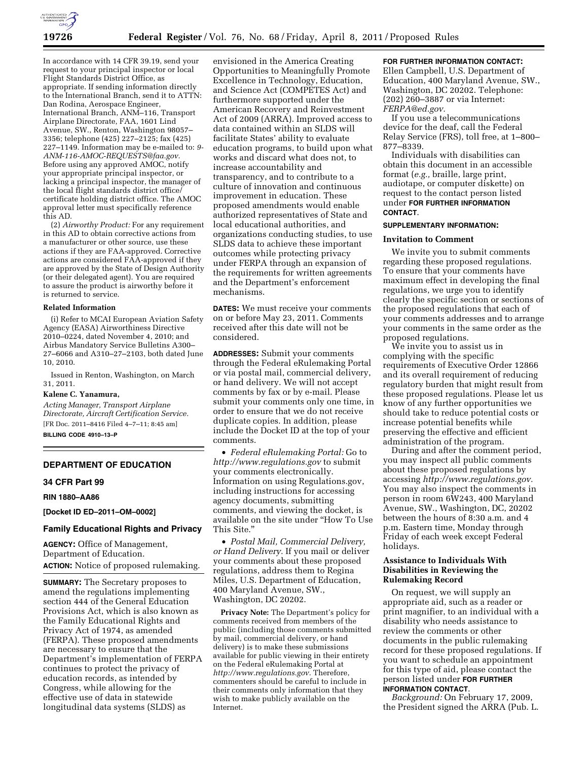In accordance with 14 CFR 39.19, send your request to your principal inspector or local Flight Standards District Office, as appropriate. If sending information directly to the International Branch, send it to ATTN: Dan Rodina, Aerospace Engineer, International Branch, ANM–116, Transport Airplane Directorate, FAA, 1601 Lind Avenue, SW., Renton, Washington 98057–3356; telephone (425) 227–2125; fax (425) 227–1149. Information may be e-mailed to: *9-ANM-116-AMOC-REQUESTS@faa.gov.* Before using any approved AMOC, notify your appropriate principal inspector, or lacking a principal inspector, the manager of the local flight standards district office/certificate holding district office. The AMOC approval letter must specifically reference this AD.

(2) *Airworthy Product:* For any requirement in this AD to obtain corrective actions from a manufacturer or other source, use these actions if they are FAA-approved. Corrective actions are considered FAA-approved if they are approved by the State of Design Authority (or their delegated agent). You are required to assure the product is airworthy before it is returned to service.

**Related Information**

(i) Refer to MCAI European Aviation Safety Agency (EASA) Airworthiness Directive 2010–0224, dated November 4, 2010; and Airbus Mandatory Service Bulletins A300–27–6066 and A310–27–2103, both dated June 10, 2010.

Issued in Renton, Washington, on March 31, 2011.

**Kalene C. Yanamura,**

*Acting Manager, Transport Airplane Directorate, Aircraft Certification Service.*

[FR Doc. 2011–8416 Filed 4–7–11; 8:45 am]

**BILLING CODE 4910–13–P**

---

## DEPARTMENT OF EDUCATION

### 34 CFR Part 99

**RIN 1880–AA86**

**[Docket ID ED–2011–OM–0002]**

### Family Educational Rights and Privacy

**AGENCY:** Office of Management, Department of Education.

**ACTION:** Notice of proposed rulemaking.

**SUMMARY:** The Secretary proposes to amend the regulations implementing section 444 of the General Education Provisions Act, which is also known as the Family Educational Rights and Privacy Act of 1974, as amended (FERPA). These proposed amendments are necessary to ensure that the Department's implementation of FERPA continues to protect the privacy of education records, as intended by Congress, while allowing for the effective use of data in statewide longitudinal data systems (SLDS) as envisioned in the America Creating Opportunities to Meaningfully Promote Excellence in Technology, Education, and Science Act (COMPETES Act) and furthermore supported under the American Recovery and Reinvestment Act of 2009 (ARRA). Improved access to data contained within an SLDS will facilitate States' ability to evaluate education programs, to build upon what works and discard what does not, to increase accountability and transparency, and to contribute to a culture of innovation and continuous improvement in education. These proposed amendments would enable authorized representatives of State and local educational authorities, and organizations conducting studies, to use SLDS data to achieve these important outcomes while protecting privacy under FERPA through an expansion of the requirements for written agreements and the Department's enforcement mechanisms.

**DATES:** We must receive your comments on or before May 23, 2011. Comments received after this date will not be considered.

**ADDRESSES:** Submit your comments through the Federal eRulemaking Portal or via postal mail, commercial delivery, or hand delivery. We will not accept comments by fax or by e-mail. Please submit your comments only one time, in order to ensure that we do not receive duplicate copies. In addition, please include the Docket ID at the top of your comments.

- *Federal eRulemaking Portal:* Go to *http://www.regulations.gov* to submit your comments electronically. Information on using Regulations.gov, including instructions for accessing agency documents, submitting comments, and viewing the docket, is available on the site under "How To Use This Site."
- *Postal Mail, Commercial Delivery, or Hand Delivery.* If you mail or deliver your comments about these proposed regulations, address them to Regina Miles, U.S. Department of Education, 400 Maryland Avenue, SW., Washington, DC 20202.

**Privacy Note:** The Department's policy for comments received from members of the public (including those comments submitted by mail, commercial delivery, or hand delivery) is to make these submissions available for public viewing in their entirety on the Federal eRulemaking Portal at *http://www.regulations.gov.* Therefore, commenters should be careful to include in their comments only information that they wish to make publicly available on the Internet.

**FOR FURTHER INFORMATION CONTACT:** Ellen Campbell, U.S. Department of Education, 400 Maryland Avenue, SW., Washington, DC 20202. Telephone: (202) 260–3887 or via Internet: *FERPA@ed.gov.*

If you use a telecommunications device for the deaf, call the Federal Relay Service (FRS), toll free, at 1–800–877–8339.

Individuals with disabilities can obtain this document in an accessible format (*e.g.,* braille, large print, audiotape, or computer diskette) on request to the contact person listed under **FOR FURTHER INFORMATION CONTACT**.

**SUPPLEMENTARY INFORMATION:**

**Invitation to Comment**

We invite you to submit comments regarding these proposed regulations. To ensure that your comments have maximum effect in developing the final regulations, we urge you to identify clearly the specific section or sections of the proposed regulations that each of your comments addresses and to arrange your comments in the same order as the proposed regulations.

We invite you to assist us in complying with the specific requirements of Executive Order 12866 and its overall requirement of reducing regulatory burden that might result from these proposed regulations. Please let us know of any further opportunities we should take to reduce potential costs or increase potential benefits while preserving the effective and efficient administration of the program.

During and after the comment period, you may inspect all public comments about these proposed regulations by accessing *http://www.regulations.gov.* You may also inspect the comments in person in room 6W243, 400 Maryland Avenue, SW., Washington, DC, 20202 between the hours of 8:30 a.m. and 4 p.m. Eastern time, Monday through Friday of each week except Federal holidays.

**Assistance to Individuals With Disabilities in Reviewing the Rulemaking Record**

On request, we will supply an appropriate aid, such as a reader or print magnifier, to an individual with a disability who needs assistance to review the comments or other documents in the public rulemaking record for these proposed regulations. If you want to schedule an appointment for this type of aid, please contact the person listed under **FOR FURTHER INFORMATION CONTACT**.

*Background:* On February 17, 2009, the President signed the ARRA (Pub. L.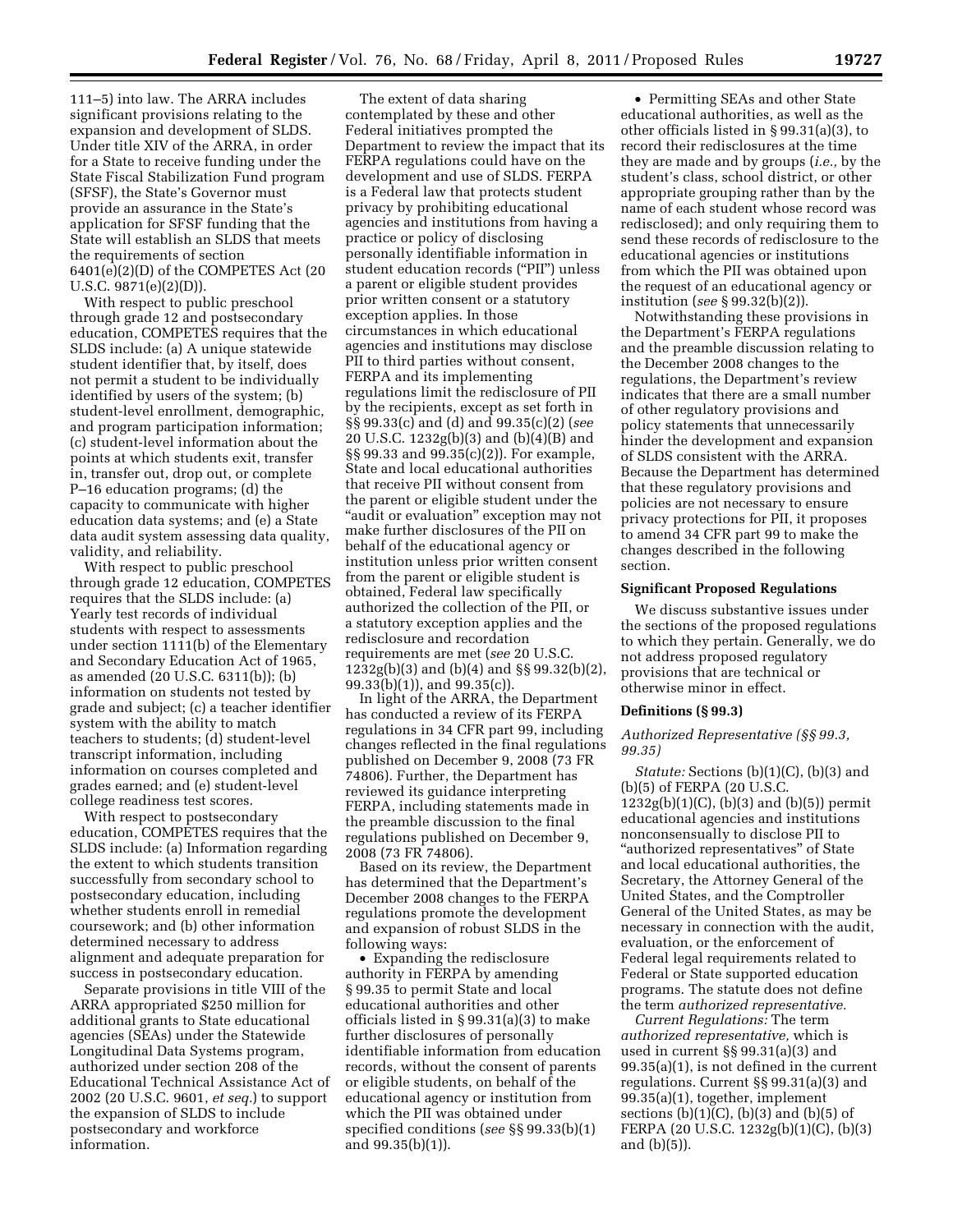111–5) into law. The ARRA includes significant provisions relating to the expansion and development of SLDS. Under title XIV of the ARRA, in order for a State to receive funding under the State Fiscal Stabilization Fund program (SFSF), the State's Governor must provide an assurance in the State's application for SFSF funding that the State will establish an SLDS that meets the requirements of section 6401(e)(2)(D) of the COMPETES Act (20 U.S.C. 9871(e)(2)(D)).

With respect to public preschool through grade 12 and postsecondary education, COMPETES requires that the SLDS include: (a) A unique statewide student identifier that, by itself, does not permit a student to be individually identified by users of the system; (b) student-level enrollment, demographic, and program participation information; (c) student-level information about the points at which students exit, transfer in, transfer out, drop out, or complete P–16 education programs; (d) the capacity to communicate with higher education data systems; and (e) a State data audit system assessing data quality, validity, and reliability.

With respect to public preschool through grade 12 education, COMPETES requires that the SLDS include: (a) Yearly test records of individual students with respect to assessments under section 1111(b) of the Elementary and Secondary Education Act of 1965, as amended (20 U.S.C. 6311(b)); (b) information on students not tested by grade and subject; (c) a teacher identifier system with the ability to match teachers to students; (d) student-level transcript information, including information on courses completed and grades earned; and (e) student-level college readiness test scores.

With respect to postsecondary education, COMPETES requires that the SLDS include: (a) Information regarding the extent to which students transition successfully from secondary school to postsecondary education, including whether students enroll in remedial coursework; and (b) other information determined necessary to address alignment and adequate preparation for success in postsecondary education.

Separate provisions in title VIII of the ARRA appropriated $250 million for additional grants to State educational agencies (SEAs) under the Statewide Longitudinal Data Systems program, authorized under section 208 of the Educational Technical Assistance Act of 2002 (20 U.S.C. 9601, *et seq.*) to support the expansion of SLDS to include postsecondary and workforce information.

The extent of data sharing contemplated by these and other Federal initiatives prompted the Department to review the impact that its FERPA regulations could have on the development and use of SLDS. FERPA is a Federal law that protects student privacy by prohibiting educational agencies and institutions from having a practice or policy of disclosing personally identifiable information in student education records ("PII") unless a parent or eligible student provides prior written consent or a statutory exception applies. In those circumstances in which educational agencies and institutions may disclose PII to third parties without consent, FERPA and its implementing regulations limit the redisclosure of PII by the recipients, except as set forth in §§ 99.33(c) and (d) and 99.35(c)(2) (*see* 20 U.S.C. 1232g(b)(3) and (b)(4)(B) and §§ 99.33 and 99.35(c)(2)). For example, State and local educational authorities that receive PII without consent from the parent or eligible student under the "audit or evaluation" exception may not make further disclosures of the PII on behalf of the educational agency or institution unless prior written consent from the parent or eligible student is obtained, Federal law specifically authorized the collection of the PII, or a statutory exception applies and the redisclosure and recordation requirements are met (*see* 20 U.S.C. 1232g(b)(3) and (b)(4) and §§ 99.32(b)(2), 99.33(b)(1)), and 99.35(c)).

In light of the ARRA, the Department has conducted a review of its FERPA regulations in 34 CFR part 99, including changes reflected in the final regulations published on December 9, 2008 (73 FR 74806). Further, the Department has reviewed its guidance interpreting FERPA, including statements made in the preamble discussion to the final regulations published on December 9, 2008 (73 FR 74806).

Based on its review, the Department has determined that the Department's December 2008 changes to the FERPA regulations promote the development and expansion of robust SLDS in the following ways:

- Expanding the redisclosure authority in FERPA by amending § 99.35 to permit State and local educational authorities and other officials listed in § 99.31(a)(3) to make further disclosures of personally identifiable information from education records, without the consent of parents or eligible students, on behalf of the educational agency or institution from which the PII was obtained under specified conditions (*see* §§ 99.33(b)(1) and 99.35(b)(1)).
- Permitting SEAs and other State educational authorities, as well as the other officials listed in § 99.31(a)(3), to record their redisclosures at the time they are made and by groups (*i.e.,* by the student's class, school district, or other appropriate grouping rather than by the name of each student whose record was redisclosed); and only requiring them to send these records of redisclosure to the educational agencies or institutions from which the PII was obtained upon the request of an educational agency or institution (*see* § 99.32(b)(2)).

Notwithstanding these provisions in the Department's FERPA regulations and the preamble discussion relating to the December 2008 changes to the regulations, the Department's review indicates that there are a small number of other regulatory provisions and policy statements that unnecessarily hinder the development and expansion of SLDS consistent with the ARRA. Because the Department has determined that these regulatory provisions and policies are not necessary to ensure privacy protections for PII, it proposes to amend 34 CFR part 99 to make the changes described in the following section.

## Significant Proposed Regulations

We discuss substantive issues under the sections of the proposed regulations to which they pertain. Generally, we do not address proposed regulatory provisions that are technical or otherwise minor in effect.

### Definitions (§ 99.3)

#### *Authorized Representative (§§ 99.3, 99.35)*

*Statute:* Sections (b)(1)(C), (b)(3) and (b)(5) of FERPA (20 U.S.C. 1232g(b)(1)(C), (b)(3) and (b)(5)) permit educational agencies and institutions nonconsensually to disclose PII to "authorized representatives" of State and local educational authorities, the Secretary, the Attorney General of the United States, and the Comptroller General of the United States, as may be necessary in connection with the audit, evaluation, or the enforcement of Federal legal requirements related to Federal or State supported education programs. The statute does not define the term *authorized representative.*

*Current Regulations:* The term *authorized representative,* which is used in current §§ 99.31(a)(3) and 99.35(a)(1), is not defined in the current regulations. Current §§ 99.31(a)(3) and 99.35(a)(1), together, implement sections (b)(1)(C), (b)(3) and (b)(5) of FERPA (20 U.S.C. 1232g(b)(1)(C), (b)(3) and (b)(5)).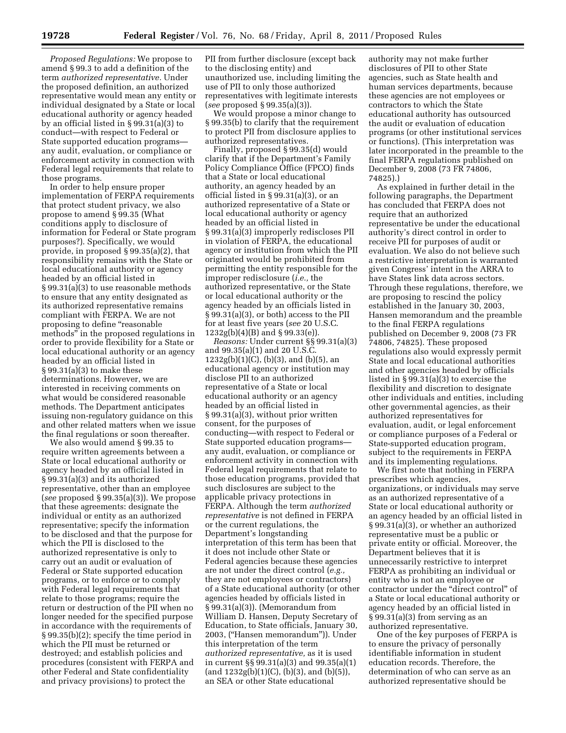*Proposed Regulations:* We propose to amend § 99.3 to add a definition of the term *authorized representative.* Under the proposed definition, an authorized representative would mean any entity or individual designated by a State or local educational authority or agency headed by an official listed in § 99.31(a)(3) to conduct—with respect to Federal or State supported education programs—any audit, evaluation, or compliance or enforcement activity in connection with Federal legal requirements that relate to those programs.

In order to help ensure proper implementation of FERPA requirements that protect student privacy, we also propose to amend § 99.35 (What conditions apply to disclosure of information for Federal or State program purposes?). Specifically, we would provide, in proposed § 99.35(a)(2), that responsibility remains with the State or local educational authority or agency headed by an official listed in § 99.31(a)(3) to use reasonable methods to ensure that any entity designated as its authorized representative remains compliant with FERPA. We are not proposing to define "reasonable methods" in the proposed regulations in order to provide flexibility for a State or local educational authority or an agency headed by an official listed in § 99.31(a)(3) to make these determinations. However, we are interested in receiving comments on what would be considered reasonable methods. The Department anticipates issuing non-regulatory guidance on this and other related matters when we issue the final regulations or soon thereafter.

We also would amend § 99.35 to require written agreements between a State or local educational authority or agency headed by an official listed in § 99.31(a)(3) and its authorized representative, other than an employee (*see* proposed § 99.35(a)(3)). We propose that these agreements: designate the individual or entity as an authorized representative; specify the information to be disclosed and that the purpose for which the PII is disclosed to the authorized representative is only to carry out an audit or evaluation of Federal or State supported education programs, or to enforce or to comply with Federal legal requirements that relate to those programs; require the return or destruction of the PII when no longer needed for the specified purpose in accordance with the requirements of § 99.35(b)(2); specify the time period in which the PII must be returned or destroyed; and establish policies and procedures (consistent with FERPA and other Federal and State confidentiality and privacy provisions) to protect the PII from further disclosure (except back to the disclosing entity) and unauthorized use, including limiting the use of PII to only those authorized representatives with legitimate interests (*see* proposed § 99.35(a)(3)).

We would propose a minor change to § 99.35(b) to clarify that the requirement to protect PII from disclosure applies to authorized representatives.

Finally, proposed § 99.35(d) would clarify that if the Department's Family Policy Compliance Office (FPCO) finds that a State or local educational authority, an agency headed by an official listed in § 99.31(a)(3), or an authorized representative of a State or local educational authority or agency headed by an official listed in § 99.31(a)(3) improperly rediscloses PII in violation of FERPA, the educational agency or institution from which the PII originated would be prohibited from permitting the entity responsible for the improper redisclosure (*i.e.,* the authorized representative, or the State or local educational authority or the agency headed by an officials listed in § 99.31(a)(3), or both) access to the PII for at least five years (*see* 20 U.S.C. 1232g(b)(4)(B) and § 99.33(e)).

*Reasons:* Under current §§ 99.31(a)(3) and 99.35(a)(1) and 20 U.S.C. 1232g(b)(1)(C), (b)(3), and (b)(5), an educational agency or institution may disclose PII to an authorized representative of a State or local educational authority or an agency headed by an official listed in § 99.31(a)(3), without prior written consent, for the purposes of conducting—with respect to Federal or State supported education programs—any audit, evaluation, or compliance or enforcement activity in connection with Federal legal requirements that relate to those education programs, provided that such disclosures are subject to the applicable privacy protections in FERPA. Although the term *authorized representative* is not defined in FERPA or the current regulations, the Department's longstanding interpretation of this term has been that it does not include other State or Federal agencies because these agencies are not under the direct control (*e.g.,* they are not employees or contractors) of a State educational authority (or other agencies headed by officials listed in § 99.31(a)(3)). (Memorandum from William D. Hansen, Deputy Secretary of Education, to State officials, January 30, 2003, ("Hansen memorandum")). Under this interpretation of the term *authorized representative,* as it is used in current §§ 99.31(a)(3) and 99.35(a)(1) (and 1232g(b)(1)(C), (b)(3), and (b)(5)), an SEA or other State educational authority may not make further disclosures of PII to other State agencies, such as State health and human services departments, because these agencies are not employees or contractors to which the State educational authority has outsourced the audit or evaluation of education programs (or other institutional services or functions). (This interpretation was later incorporated in the preamble to the final FERPA regulations published on December 9, 2008 (73 FR 74806, 74825).)

As explained in further detail in the following paragraphs, the Department has concluded that FERPA does not require that an authorized representative be under the educational authority's direct control in order to receive PII for purposes of audit or evaluation. We also do not believe such a restrictive interpretation is warranted given Congress' intent in the ARRA to have States link data across sectors. Through these regulations, therefore, we are proposing to rescind the policy established in the January 30, 2003, Hansen memorandum and the preamble to the final FERPA regulations published on December 9, 2008 (73 FR 74806, 74825). These proposed regulations also would expressly permit State and local educational authorities and other agencies headed by officials listed in § 99.31(a)(3) to exercise the flexibility and discretion to designate other individuals and entities, including other governmental agencies, as their authorized representatives for evaluation, audit, or legal enforcement or compliance purposes of a Federal or State-supported education program, subject to the requirements in FERPA and its implementing regulations.

We first note that nothing in FERPA prescribes which agencies, organizations, or individuals may serve as an authorized representative of a State or local educational authority or an agency headed by an official listed in § 99.31(a)(3), or whether an authorized representative must be a public or private entity or official. Moreover, the Department believes that it is unnecessarily restrictive to interpret FERPA as prohibiting an individual or entity who is not an employee or contractor under the "direct control" of a State or local educational authority or agency headed by an official listed in § 99.31(a)(3) from serving as an authorized representative.

One of the key purposes of FERPA is to ensure the privacy of personally identifiable information in student education records. Therefore, the determination of who can serve as an authorized representative should be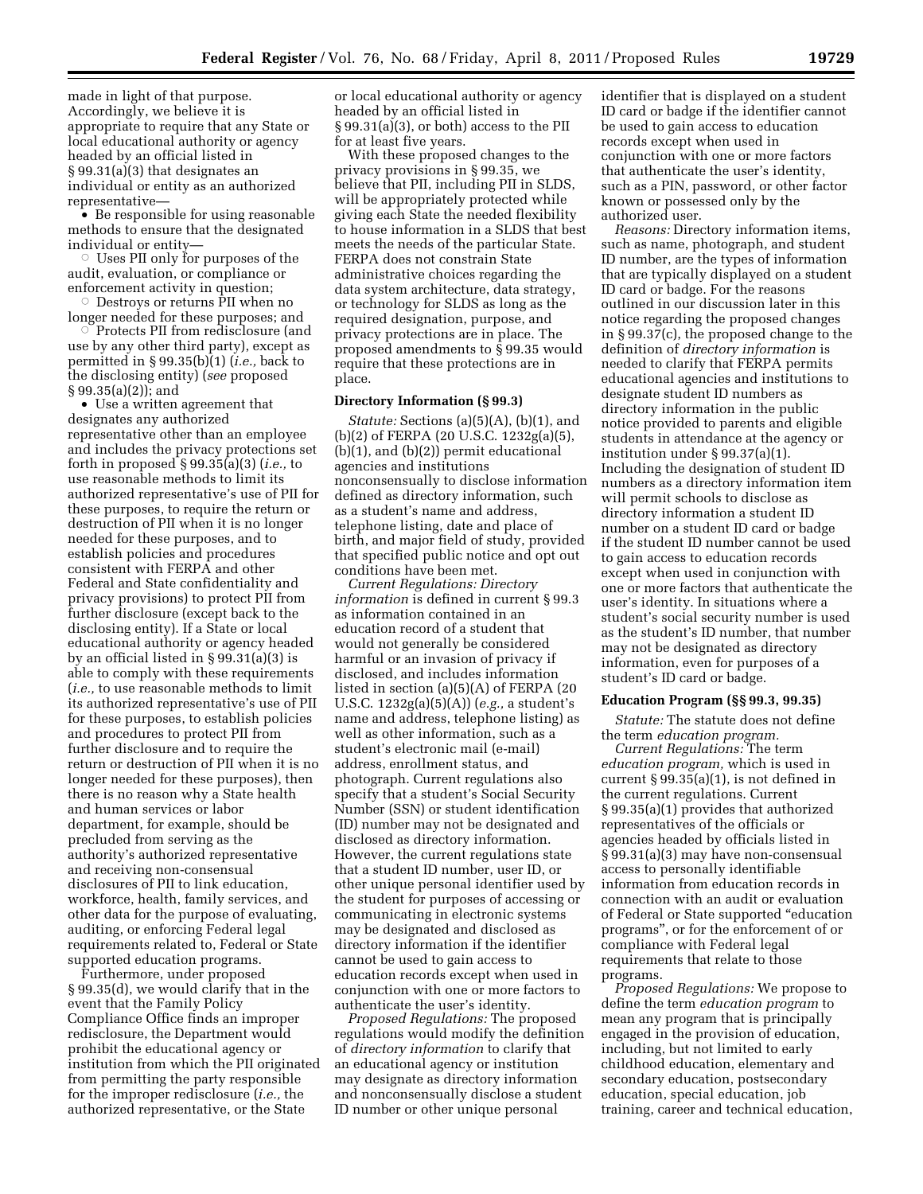made in light of that purpose. Accordingly, we believe it is appropriate to require that any State or local educational authority or agency headed by an official listed in § 99.31(a)(3) that designates an individual or entity as an authorized representative—

- Be responsible for using reasonable methods to ensure that the designated individual or entity—
  - Uses PII only for purposes of the audit, evaluation, or compliance or enforcement activity in question;
  - Destroys or returns PII when no longer needed for these purposes; and
  - Protects PII from redisclosure (and use by any other third party), except as permitted in § 99.35(b)(1) (*i.e.,* back to the disclosing entity) (*see* proposed § 99.35(a)(2)); and
- Use a written agreement that designates any authorized representative other than an employee and includes the privacy protections set forth in proposed § 99.35(a)(3) (*i.e.,* to use reasonable methods to limit its authorized representative's use of PII for these purposes, to require the return or destruction of PII when it is no longer needed for these purposes, and to establish policies and procedures consistent with FERPA and other Federal and State confidentiality and privacy provisions) to protect PII from further disclosure (except back to the disclosing entity). If a State or local educational authority or agency headed by an official listed in § 99.31(a)(3) is able to comply with these requirements (*i.e.,* to use reasonable methods to limit its authorized representative's use of PII for these purposes, to establish policies and procedures to protect PII from further disclosure and to require the return or destruction of PII when it is no longer needed for these purposes), then there is no reason why a State health and human services or labor department, for example, should be precluded from serving as the authority's authorized representative and receiving non-consensual disclosures of PII to link education, workforce, health, family services, and other data for the purpose of evaluating, auditing, or enforcing Federal legal requirements related to, Federal or State supported education programs.

Furthermore, under proposed § 99.35(d), we would clarify that in the event that the Family Policy Compliance Office finds an improper redisclosure, the Department would prohibit the educational agency or institution from which the PII originated from permitting the party responsible for the improper redisclosure (*i.e.,* the authorized representative, or the State or local educational authority or agency headed by an official listed in § 99.31(a)(3), or both) access to the PII for at least five years.

With these proposed changes to the privacy provisions in § 99.35, we believe that PII, including PII in SLDS, will be appropriately protected while giving each State the needed flexibility to house information in a SLDS that best meets the needs of the particular State. FERPA does not constrain State administrative choices regarding the data system architecture, data strategy, or technology for SLDS as long as the required designation, purpose, and privacy protections are in place. The proposed amendments to § 99.35 would require that these protections are in place.

**Directory Information (§ 99.3)**

*Statute:* Sections (a)(5)(A), (b)(1), and (b)(2) of FERPA (20 U.S.C. 1232g(a)(5), (b)(1), and (b)(2)) permit educational agencies and institutions nonconsensually to disclose information defined as directory information, such as a student's name and address, telephone listing, date and place of birth, and major field of study, provided that specified public notice and opt out conditions have been met.

*Current Regulations: Directory information* is defined in current § 99.3 as information contained in an education record of a student that would not generally be considered harmful or an invasion of privacy if disclosed, and includes information listed in section (a)(5)(A) of FERPA (20 U.S.C. 1232g(a)(5)(A)) (*e.g.,* a student's name and address, telephone listing) as well as other information, such as a student's electronic mail (e-mail) address, enrollment status, and photograph. Current regulations also specify that a student's Social Security Number (SSN) or student identification (ID) number may not be designated and disclosed as directory information. However, the current regulations state that a student ID number, user ID, or other unique personal identifier used by the student for purposes of accessing or communicating in electronic systems may be designated and disclosed as directory information if the identifier cannot be used to gain access to education records except when used in conjunction with one or more factors to authenticate the user's identity.

*Proposed Regulations:* The proposed regulations would modify the definition of *directory information* to clarify that an educational agency or institution may designate as directory information and nonconsensually disclose a student ID number or other unique personal identifier that is displayed on a student ID card or badge if the identifier cannot be used to gain access to education records except when used in conjunction with one or more factors that authenticate the user's identity, such as a PIN, password, or other factor known or possessed only by the authorized user.

*Reasons:* Directory information items, such as name, photograph, and student ID number, are the types of information that are typically displayed on a student ID card or badge. For the reasons outlined in our discussion later in this notice regarding the proposed changes in § 99.37(c), the proposed change to the definition of *directory information* is needed to clarify that FERPA permits educational agencies and institutions to designate student ID numbers as directory information in the public notice provided to parents and eligible students in attendance at the agency or institution under § 99.37(a)(1). Including the designation of student ID numbers as a directory information item will permit schools to disclose as directory information a student ID number on a student ID card or badge if the student ID number cannot be used to gain access to education records except when used in conjunction with one or more factors that authenticate the user's identity. In situations where a student's social security number is used as the student's ID number, that number may not be designated as directory information, even for purposes of a student's ID card or badge.

**Education Program (§§ 99.3, 99.35)**

*Statute:* The statute does not define the term *education program.*

*Current Regulations:* The term *education program,* which is used in current § 99.35(a)(1), is not defined in the current regulations. Current § 99.35(a)(1) provides that authorized representatives of the officials or agencies headed by officials listed in § 99.31(a)(3) may have non-consensual access to personally identifiable information from education records in connection with an audit or evaluation of Federal or State supported "education programs", or for the enforcement of or compliance with Federal legal requirements that relate to those programs.

*Proposed Regulations:* We propose to define the term *education program* to mean any program that is principally engaged in the provision of education, including, but not limited to early childhood education, elementary and secondary education, postsecondary education, special education, job training, career and technical education,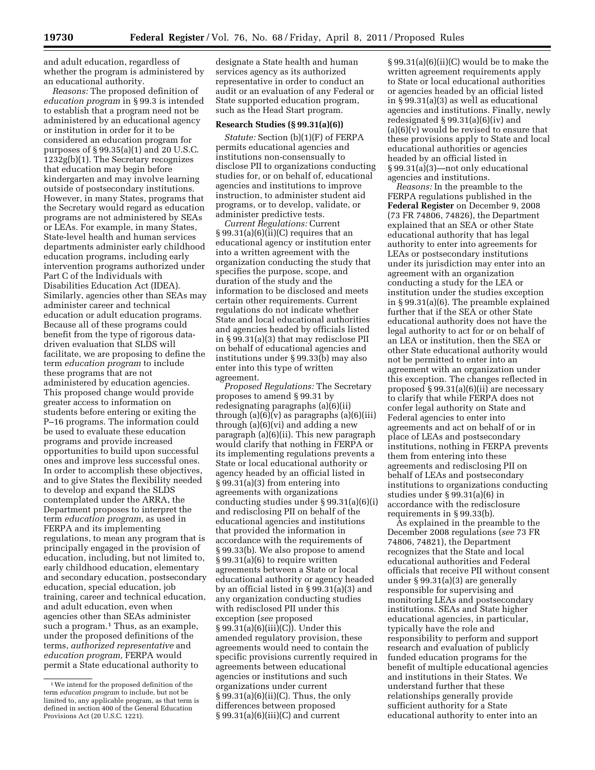and adult education, regardless of whether the program is administered by an educational authority.

*Reasons:* The proposed definition of *education program* in § 99.3 is intended to establish that a program need not be administered by an educational agency or institution in order for it to be considered an education program for purposes of § 99.35(a)(1) and 20 U.S.C. 1232g(b)(1). The Secretary recognizes that education may begin before kindergarten and may involve learning outside of postsecondary institutions. However, in many States, programs that the Secretary would regard as education programs are not administered by SEAs or LEAs. For example, in many States, State-level health and human services departments administer early childhood education programs, including early intervention programs authorized under Part C of the Individuals with Disabilities Education Act (IDEA). Similarly, agencies other than SEAs may administer career and technical education or adult education programs. Because all of these programs could benefit from the type of rigorous data-driven evaluation that SLDS will facilitate, we are proposing to define the term *education program* to include these programs that are not administered by education agencies. This proposed change would provide greater access to information on students before entering or exiting the P–16 programs. The information could be used to evaluate these education programs and provide increased opportunities to build upon successful ones and improve less successful ones. In order to accomplish these objectives, and to give States the flexibility needed to develop and expand the SLDS contemplated under the ARRA, the Department proposes to interpret the term *education program,* as used in FERPA and its implementing regulations, to mean any program that is principally engaged in the provision of education, including, but not limited to, early childhood education, elementary and secondary education, postsecondary education, special education, job training, career and technical education, and adult education, even when agencies other than SEAs administer such a program.[1] Thus, as an example, under the proposed definitions of the terms, *authorized representative* and *education program,* FERPA would permit a State educational authority to designate a State health and human services agency as its authorized representative in order to conduct an audit or an evaluation of any Federal or State supported education program, such as the Head Start program.

[1] We intend for the proposed definition of the term *education program* to include, but not be limited to, any applicable program, as that term is defined in section 400 of the General Education Provisions Act (20 U.S.C. 1221).

### Research Studies (§ 99.31(a)(6))

*Statute:* Section (b)(1)(F) of FERPA permits educational agencies and institutions non-consensually to disclose PII to organizations conducting studies for, or on behalf of, educational agencies and institutions to improve instruction, to administer student aid programs, or to develop, validate, or administer predictive tests.

*Current Regulations:* Current § 99.31(a)(6)(ii)(C) requires that an educational agency or institution enter into a written agreement with the organization conducting the study that specifies the purpose, scope, and duration of the study and the information to be disclosed and meets certain other requirements. Current regulations do not indicate whether State and local educational authorities and agencies headed by officials listed in § 99.31(a)(3) that may redisclose PII on behalf of educational agencies and institutions under § 99.33(b) may also enter into this type of written agreement.

*Proposed Regulations:* The Secretary proposes to amend § 99.31 by redesignating paragraphs (a)(6)(ii) through (a)(6)(v) as paragraphs (a)(6)(iii) through (a)(6)(vi) and adding a new paragraph (a)(6)(ii). This new paragraph would clarify that nothing in FERPA or its implementing regulations prevents a State or local educational authority or agency headed by an official listed in § 99.31(a)(3) from entering into agreements with organizations conducting studies under § 99.31(a)(6)(i) and redisclosing PII on behalf of the educational agencies and institutions that provided the information in accordance with the requirements of § 99.33(b). We also propose to amend § 99.31(a)(6) to require written agreements between a State or local educational authority or agency headed by an official listed in § 99.31(a)(3) and any organization conducting studies with redisclosed PII under this exception (*see* proposed § 99.31(a)(6)(iii)(C)). Under this amended regulatory provision, these agreements would need to contain the specific provisions currently required in agreements between educational agencies or institutions and such organizations under current § 99.31(a)(6)(ii)(C). Thus, the only differences between proposed § 99.31(a)(6)(iii)(C) and current § 99.31(a)(6)(ii)(C) would be to make the written agreement requirements apply to State or local educational authorities or agencies headed by an official listed in § 99.31(a)(3) as well as educational agencies and institutions. Finally, newly redesignated § 99.31(a)(6)(iv) and (a)(6)(v) would be revised to ensure that these provisions apply to State and local educational authorities or agencies headed by an official listed in § 99.31(a)(3)—not only educational agencies and institutions.

*Reasons:* In the preamble to the FERPA regulations published in the **Federal Register** on December 9, 2008 (73 FR 74806, 74826), the Department explained that an SEA or other State educational authority that has legal authority to enter into agreements for LEAs or postsecondary institutions under its jurisdiction may enter into an agreement with an organization conducting a study for the LEA or institution under the studies exception in § 99.31(a)(6). The preamble explained further that if the SEA or other State educational authority does not have the legal authority to act for or on behalf of an LEA or institution, then the SEA or other State educational authority would not be permitted to enter into an agreement with an organization under this exception. The changes reflected in proposed § 99.31(a)(6)(ii) are necessary to clarify that while FERPA does not confer legal authority on State and Federal agencies to enter into agreements and act on behalf of or in place of LEAs and postsecondary institutions, nothing in FERPA prevents them from entering into these agreements and redisclosing PII on behalf of LEAs and postsecondary institutions to organizations conducting studies under § 99.31(a)(6) in accordance with the redisclosure requirements in § 99.33(b).

As explained in the preamble to the December 2008 regulations (*see* 73 FR 74806, 74821), the Department recognizes that the State and local educational authorities and Federal officials that receive PII without consent under § 99.31(a)(3) are generally responsible for supervising and monitoring LEAs and postsecondary institutions. SEAs and State higher educational agencies, in particular, typically have the role and responsibility to perform and support research and evaluation of publicly funded education programs for the benefit of multiple educational agencies and institutions in their States. We understand further that these relationships generally provide sufficient authority for a State educational authority to enter into an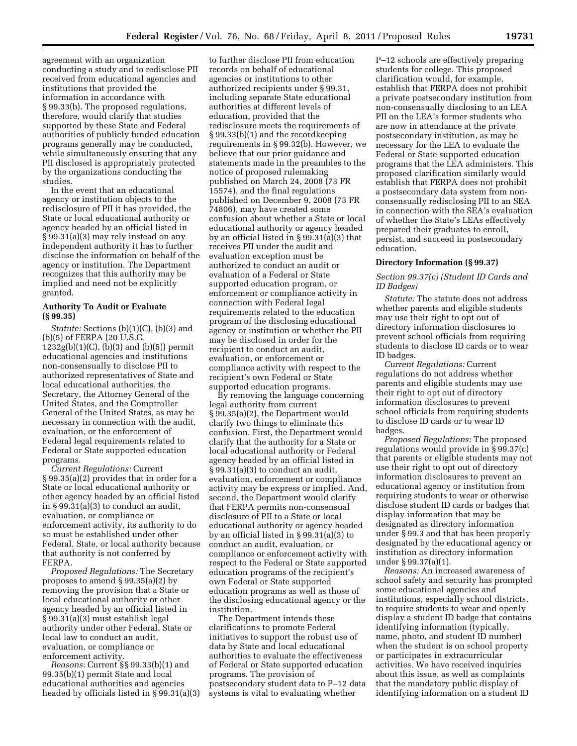agreement with an organization conducting a study and to redisclose PII received from educational agencies and institutions that provided the information in accordance with § 99.33(b). The proposed regulations, therefore, would clarify that studies supported by these State and Federal authorities of publicly funded education programs generally may be conducted, while simultaneously ensuring that any PII disclosed is appropriately protected by the organizations conducting the studies.

In the event that an educational agency or institution objects to the redisclosure of PII it has provided, the State or local educational authority or agency headed by an official listed in § 99.31(a)(3) may rely instead on any independent authority it has to further disclose the information on behalf of the agency or institution. The Department recognizes that this authority may be implied and need not be explicitly granted.

### Authority To Audit or Evaluate (§ 99.35)

*Statute:* Sections (b)(1)(C), (b)(3) and (b)(5) of FERPA (20 U.S.C. 1232g(b)(1)(C), (b)(3) and (b)(5)) permit educational agencies and institutions non-consensually to disclose PII to authorized representatives of State and local educational authorities, the Secretary, the Attorney General of the United States, and the Comptroller General of the United States, as may be necessary in connection with the audit, evaluation, or the enforcement of Federal legal requirements related to Federal or State supported education programs.

*Current Regulations:* Current § 99.35(a)(2) provides that in order for a State or local educational authority or other agency headed by an official listed in § 99.31(a)(3) to conduct an audit, evaluation, or compliance or enforcement activity, its authority to do so must be established under other Federal, State, or local authority because that authority is not conferred by FERPA.

*Proposed Regulations:* The Secretary proposes to amend § 99.35(a)(2) by removing the provision that a State or local educational authority or other agency headed by an official listed in § 99.31(a)(3) must establish legal authority under other Federal, State or local law to conduct an audit, evaluation, or compliance or enforcement activity.

*Reasons:* Current §§ 99.33(b)(1) and 99.35(b)(1) permit State and local educational authorities and agencies headed by officials listed in § 99.31(a)(3) to further disclose PII from education records on behalf of educational agencies or institutions to other authorized recipients under § 99.31, including separate State educational authorities at different levels of education, provided that the redisclosure meets the requirements of § 99.33(b)(1) and the recordkeeping requirements in § 99.32(b). However, we believe that our prior guidance and statements made in the preambles to the notice of proposed rulemaking published on March 24, 2008 (73 FR 15574), and the final regulations published on December 9, 2008 (73 FR 74806), may have created some confusion about whether a State or local educational authority or agency headed by an official listed in § 99.31(a)(3) that receives PII under the audit and evaluation exception must be authorized to conduct an audit or evaluation of a Federal or State supported education program, or enforcement or compliance activity in connection with Federal legal requirements related to the education program of the disclosing educational agency or institution or whether the PII may be disclosed in order for the recipient to conduct an audit, evaluation, or enforcement or compliance activity with respect to the recipient's own Federal or State supported education programs.

By removing the language concerning legal authority from current § 99.35(a)(2), the Department would clarify two things to eliminate this confusion. First, the Department would clarify that the authority for a State or local educational authority or Federal agency headed by an official listed in § 99.31(a)(3) to conduct an audit, evaluation, enforcement or compliance activity may be express or implied. And, second, the Department would clarify that FERPA permits non-consensual disclosure of PII to a State or local educational authority or agency headed by an official listed in § 99.31(a)(3) to conduct an audit, evaluation, or compliance or enforcement activity with respect to the Federal or State supported education programs of the recipient's own Federal or State supported education programs as well as those of the disclosing educational agency or the institution.

The Department intends these clarifications to promote Federal initiatives to support the robust use of data by State and local educational authorities to evaluate the effectiveness of Federal or State supported education programs. The provision of postsecondary student data to P–12 data systems is vital to evaluating whether P–12 schools are effectively preparing students for college. This proposed clarification would, for example, establish that FERPA does not prohibit a private postsecondary institution from non-consensually disclosing to an LEA PII on the LEA's former students who are now in attendance at the private postsecondary institution, as may be necessary for the LEA to evaluate the Federal or State supported education programs that the LEA administers. This proposed clarification similarly would establish that FERPA does not prohibit a postsecondary data system from non-consensually redisclosing PII to an SEA in connection with the SEA's evaluation of whether the State's LEAs effectively prepared their graduates to enroll, persist, and succeed in postsecondary education.

### Directory Information (§ 99.37)

#### *Section 99.37(c) (Student ID Cards and ID Badges)*

*Statute:* The statute does not address whether parents and eligible students may use their right to opt out of directory information disclosures to prevent school officials from requiring students to disclose ID cards or to wear ID badges.

*Current Regulations:* Current regulations do not address whether parents and eligible students may use their right to opt out of directory information disclosures to prevent school officials from requiring students to disclose ID cards or to wear ID badges.

*Proposed Regulations:* The proposed regulations would provide in § 99.37(c) that parents or eligible students may not use their right to opt out of directory information disclosures to prevent an educational agency or institution from requiring students to wear or otherwise disclose student ID cards or badges that display information that may be designated as directory information under § 99.3 and that has been properly designated by the educational agency or institution as directory information under § 99.37(a)(1).

*Reasons:* An increased awareness of school safety and security has prompted some educational agencies and institutions, especially school districts, to require students to wear and openly display a student ID badge that contains identifying information (typically, name, photo, and student ID number) when the student is on school property or participates in extracurricular activities. We have received inquiries about this issue, as well as complaints that the mandatory public display of identifying information on a student ID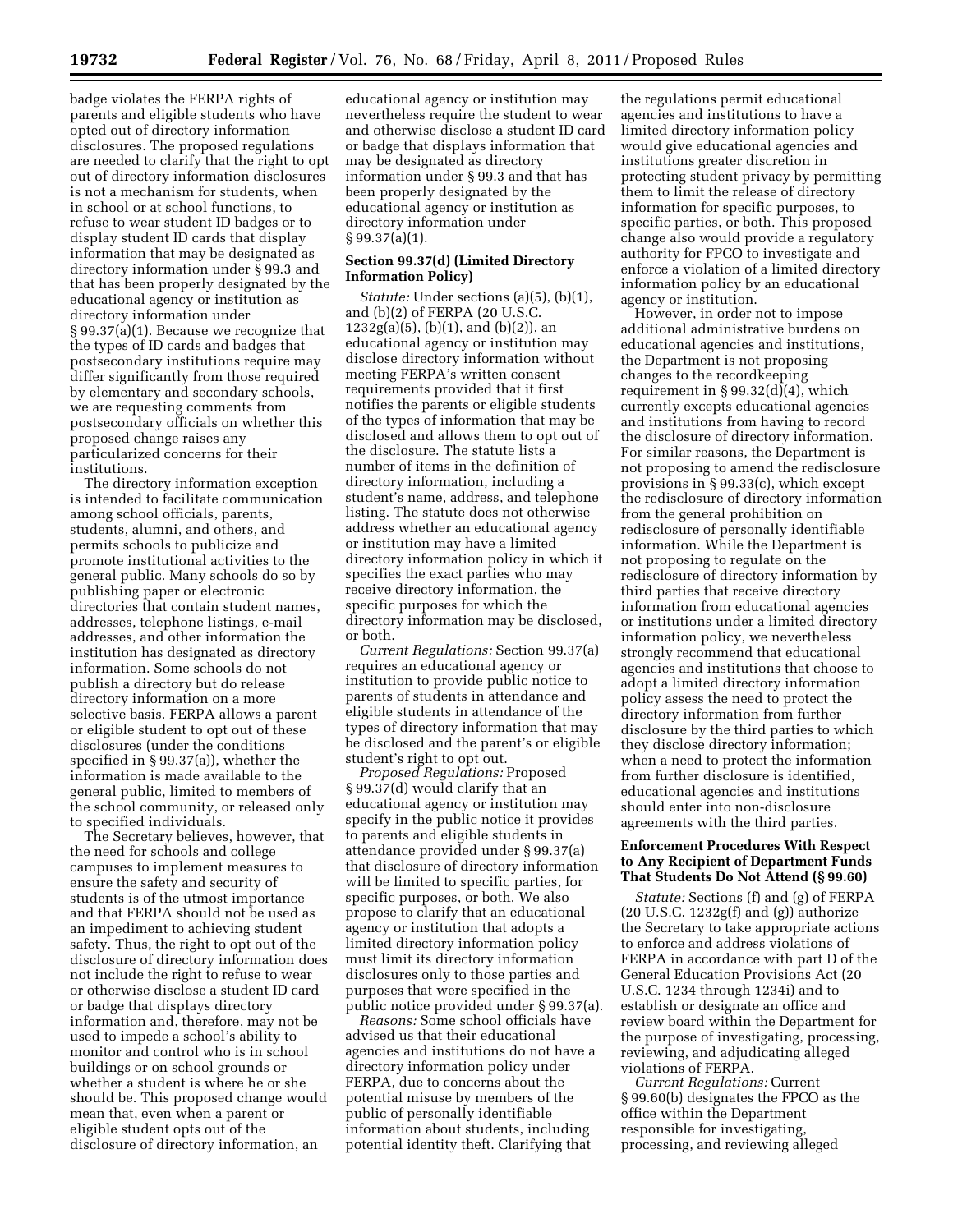badge violates the FERPA rights of parents and eligible students who have opted out of directory information disclosures. The proposed regulations are needed to clarify that the right to opt out of directory information disclosures is not a mechanism for students, when in school or at school functions, to refuse to wear student ID badges or to display student ID cards that display information that may be designated as directory information under § 99.3 and that has been properly designated by the educational agency or institution as directory information under § 99.37(a)(1). Because we recognize that the types of ID cards and badges that postsecondary institutions require may differ significantly from those required by elementary and secondary schools, we are requesting comments from postsecondary officials on whether this proposed change raises any particularized concerns for their institutions.

The directory information exception is intended to facilitate communication among school officials, parents, students, alumni, and others, and permits schools to publicize and promote institutional activities to the general public. Many schools do so by publishing paper or electronic directories that contain student names, addresses, telephone listings, e-mail addresses, and other information the institution has designated as directory information. Some schools do not publish a directory but do release directory information on a more selective basis. FERPA allows a parent or eligible student to opt out of these disclosures (under the conditions specified in § 99.37(a)), whether the information is made available to the general public, limited to members of the school community, or released only to specified individuals.

The Secretary believes, however, that the need for schools and college campuses to implement measures to ensure the safety and security of students is of the utmost importance and that FERPA should not be used as an impediment to achieving student safety. Thus, the right to opt out of the disclosure of directory information does not include the right to refuse to wear or otherwise disclose a student ID card or badge that displays directory information and, therefore, may not be used to impede a school's ability to monitor and control who is in school buildings or on school grounds or whether a student is where he or she should be. This proposed change would mean that, even when a parent or eligible student opts out of the disclosure of directory information, an educational agency or institution may nevertheless require the student to wear and otherwise disclose a student ID card or badge that displays information that may be designated as directory information under § 99.3 and that has been properly designated by the educational agency or institution as directory information under § 99.37(a)(1).

### Section 99.37(d) (Limited Directory Information Policy)

*Statute:* Under sections (a)(5), (b)(1), and (b)(2) of FERPA (20 U.S.C. 1232g(a)(5), (b)(1), and (b)(2)), an educational agency or institution may disclose directory information without meeting FERPA's written consent requirements provided that it first notifies the parents or eligible students of the types of information that may be disclosed and allows them to opt out of the disclosure. The statute lists a number of items in the definition of directory information, including a student's name, address, and telephone listing. The statute does not otherwise address whether an educational agency or institution may have a limited directory information policy in which it specifies the exact parties who may receive directory information, the specific purposes for which the directory information may be disclosed, or both.

*Current Regulations:* Section 99.37(a) requires an educational agency or institution to provide public notice to parents of students in attendance and eligible students in attendance of the types of directory information that may be disclosed and the parent's or eligible student's right to opt out.

*Proposed Regulations:* Proposed § 99.37(d) would clarify that an educational agency or institution may specify in the public notice it provides to parents and eligible students in attendance provided under § 99.37(a) that disclosure of directory information will be limited to specific parties, for specific purposes, or both. We also propose to clarify that an educational agency or institution that adopts a limited directory information policy must limit its directory information disclosures only to those parties and purposes that were specified in the public notice provided under § 99.37(a).

*Reasons:* Some school officials have advised us that their educational agencies and institutions do not have a directory information policy under FERPA, due to concerns about the potential misuse by members of the public of personally identifiable information about students, including potential identity theft. Clarifying that the regulations permit educational agencies and institutions to have a limited directory information policy would give educational agencies and institutions greater discretion in protecting student privacy by permitting them to limit the release of directory information for specific purposes, to specific parties, or both. This proposed change also would provide a regulatory authority for FPCO to investigate and enforce a violation of a limited directory information policy by an educational agency or institution.

However, in order not to impose additional administrative burdens on educational agencies and institutions, the Department is not proposing changes to the recordkeeping requirement in § 99.32(d)(4), which currently excepts educational agencies and institutions from having to record the disclosure of directory information. For similar reasons, the Department is not proposing to amend the redisclosure provisions in § 99.33(c), which except the redisclosure of directory information from the general prohibition on redisclosure of personally identifiable information. While the Department is not proposing to regulate on the redisclosure of directory information by third parties that receive directory information from educational agencies or institutions under a limited directory information policy, we nevertheless strongly recommend that educational agencies and institutions that choose to adopt a limited directory information policy assess the need to protect the directory information from further disclosure by the third parties to which they disclose directory information; when a need to protect the information from further disclosure is identified, educational agencies and institutions should enter into non-disclosure agreements with the third parties.

### Enforcement Procedures With Respect to Any Recipient of Department Funds That Students Do Not Attend (§ 99.60)

*Statute:* Sections (f) and (g) of FERPA (20 U.S.C. 1232g(f) and (g)) authorize the Secretary to take appropriate actions to enforce and address violations of FERPA in accordance with part D of the General Education Provisions Act (20 U.S.C. 1234 through 1234i) and to establish or designate an office and review board within the Department for the purpose of investigating, processing, reviewing, and adjudicating alleged violations of FERPA.

*Current Regulations:* Current § 99.60(b) designates the FPCO as the office within the Department responsible for investigating, processing, and reviewing alleged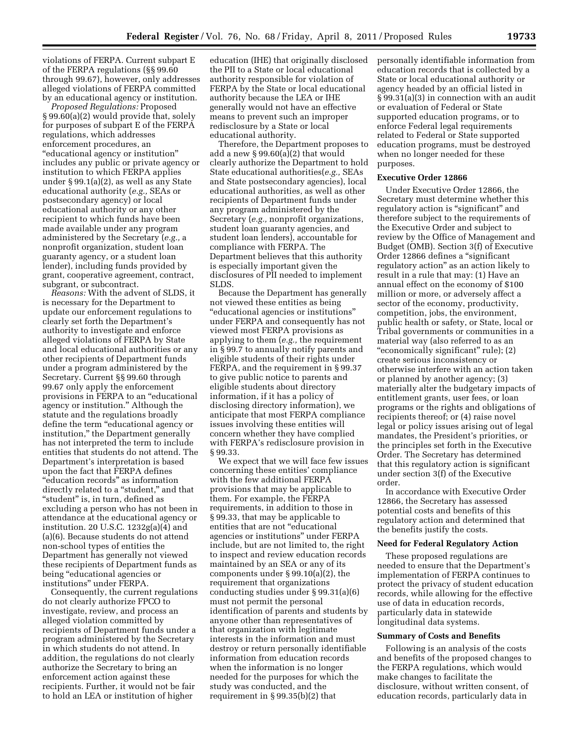violations of FERPA. Current subpart E of the FERPA regulations (§§ 99.60 through 99.67), however, only addresses alleged violations of FERPA committed by an educational agency or institution.

*Proposed Regulations:* Proposed § 99.60(a)(2) would provide that, solely for purposes of subpart E of the FERPA regulations, which addresses enforcement procedures, an "educational agency or institution" includes any public or private agency or institution to which FERPA applies under § 99.1(a)(2), as well as any State educational authority (*e.g.,* SEAs or postsecondary agency) or local educational authority or any other recipient to which funds have been made available under any program administered by the Secretary (*e.g.,* a nonprofit organization, student loan guaranty agency, or a student loan lender), including funds provided by grant, cooperative agreement, contract, subgrant, or subcontract.

*Reasons:* With the advent of SLDS, it is necessary for the Department to update our enforcement regulations to clearly set forth the Department's authority to investigate and enforce alleged violations of FERPA by State and local educational authorities or any other recipients of Department funds under a program administered by the Secretary. Current §§ 99.60 through 99.67 only apply the enforcement provisions in FERPA to an "educational agency or institution." Although the statute and the regulations broadly define the term "educational agency or institution," the Department generally has not interpreted the term to include entities that students do not attend. The Department's interpretation is based upon the fact that FERPA defines "education records" as information directly related to a "student," and that "student" is, in turn, defined as excluding a person who has not been in attendance at the educational agency or institution. 20 U.S.C. 1232g(a)(4) and (a)(6). Because students do not attend non-school types of entities the Department has generally not viewed these recipients of Department funds as being "educational agencies or institutions" under FERPA.

Consequently, the current regulations do not clearly authorize FPCO to investigate, review, and process an alleged violation committed by recipients of Department funds under a program administered by the Secretary in which students do not attend. In addition, the regulations do not clearly authorize the Secretary to bring an enforcement action against these recipients. Further, it would not be fair to hold an LEA or institution of higher education (IHE) that originally disclosed the PII to a State or local educational authority responsible for violation of FERPA by the State or local educational authority because the LEA or IHE generally would not have an effective means to prevent such an improper redisclosure by a State or local educational authority.

Therefore, the Department proposes to add a new § 99.60(a)(2) that would clearly authorize the Department to hold State educational authorities(*e.g.,* SEAs and State postsecondary agencies), local educational authorities, as well as other recipients of Department funds under any program administered by the Secretary (*e.g.,* nonprofit organizations, student loan guaranty agencies, and student loan lenders), accountable for compliance with FERPA. The Department believes that this authority is especially important given the disclosures of PII needed to implement SLDS.

Because the Department has generally not viewed these entities as being "educational agencies or institutions" under FERPA and consequently has not viewed most FERPA provisions as applying to them (*e.g.,* the requirement in § 99.7 to annually notify parents and eligible students of their rights under FERPA, and the requirement in § 99.37 to give public notice to parents and eligible students about directory information, if it has a policy of disclosing directory information), we anticipate that most FERPA compliance issues involving these entities will concern whether they have complied with FERPA's redisclosure provision in § 99.33.

We expect that we will face few issues concerning these entities' compliance with the few additional FERPA provisions that may be applicable to them. For example, the FERPA requirements, in addition to those in § 99.33, that may be applicable to entities that are not "educational agencies or institutions" under FERPA include, but are not limited to, the right to inspect and review education records maintained by an SEA or any of its components under § 99.10(a)(2), the requirement that organizations conducting studies under § 99.31(a)(6) must not permit the personal identification of parents and students by anyone other than representatives of that organization with legitimate interests in the information and must destroy or return personally identifiable information from education records when the information is no longer needed for the purposes for which the study was conducted, and the requirement in § 99.35(b)(2) that personally identifiable information from education records that is collected by a State or local educational authority or agency headed by an official listed in § 99.31(a)(3) in connection with an audit or evaluation of Federal or State supported education programs, or to enforce Federal legal requirements related to Federal or State supported education programs, must be destroyed when no longer needed for these purposes.

## Executive Order 12866

Under Executive Order 12866, the Secretary must determine whether this regulatory action is "significant" and therefore subject to the requirements of the Executive Order and subject to review by the Office of Management and Budget (OMB). Section 3(f) of Executive Order 12866 defines a "significant regulatory action" as an action likely to result in a rule that may: (1) Have an annual effect on the economy of $100 million or more, or adversely affect a sector of the economy, productivity, competition, jobs, the environment, public health or safety, or State, local or Tribal governments or communities in a material way (also referred to as an "economically significant" rule); (2) create serious inconsistency or otherwise interfere with an action taken or planned by another agency; (3) materially alter the budgetary impacts of entitlement grants, user fees, or loan programs or the rights and obligations of recipients thereof; or (4) raise novel legal or policy issues arising out of legal mandates, the President's priorities, or the principles set forth in the Executive Order. The Secretary has determined that this regulatory action is significant under section 3(f) of the Executive order.

In accordance with Executive Order 12866, the Secretary has assessed potential costs and benefits of this regulatory action and determined that the benefits justify the costs.

## Need for Federal Regulatory Action

These proposed regulations are needed to ensure that the Department's implementation of FERPA continues to protect the privacy of student education records, while allowing for the effective use of data in education records, particularly data in statewide longitudinal data systems.

## Summary of Costs and Benefits

Following is an analysis of the costs and benefits of the proposed changes to the FERPA regulations, which would make changes to facilitate the disclosure, without written consent, of education records, particularly data in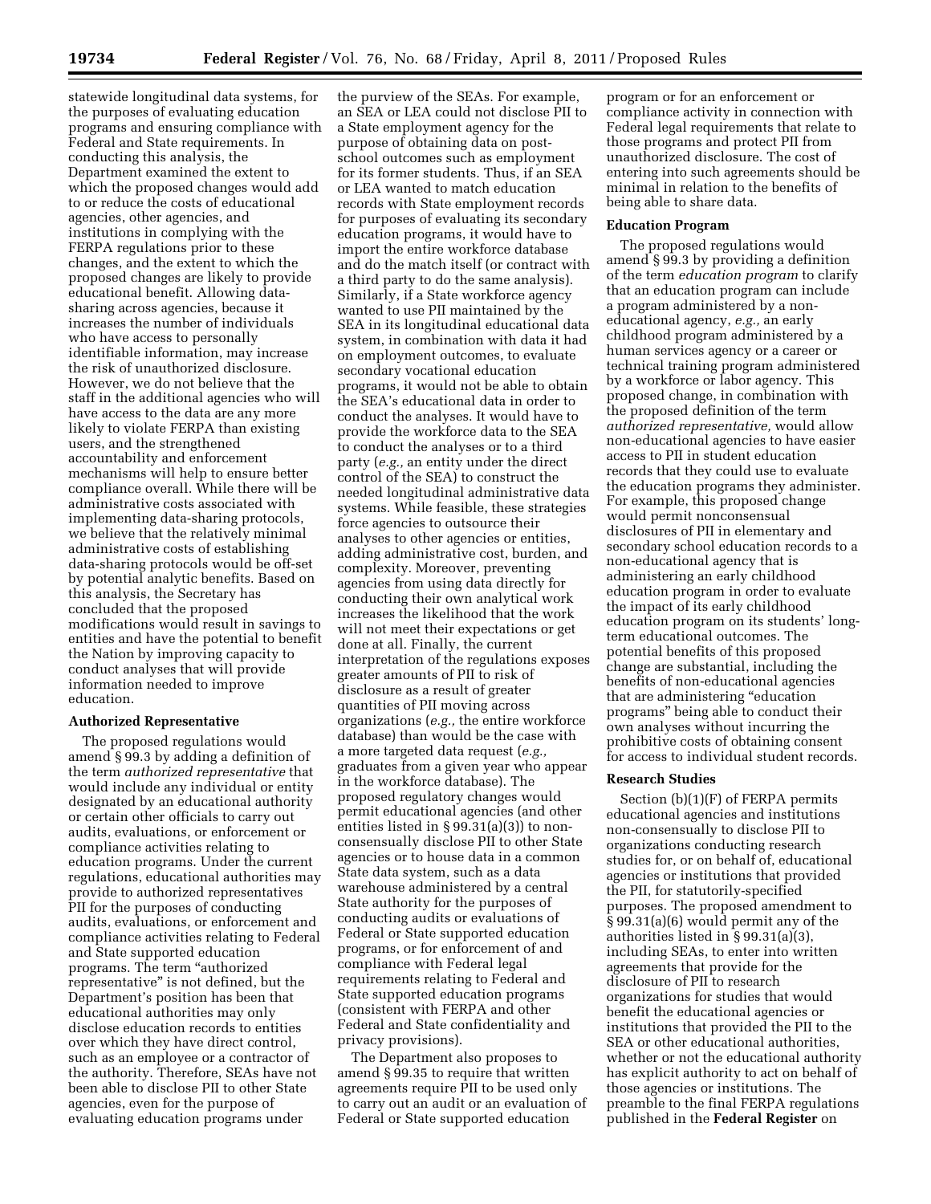statewide longitudinal data systems, for the purposes of evaluating education programs and ensuring compliance with Federal and State requirements. In conducting this analysis, the Department examined the extent to which the proposed changes would add to or reduce the costs of educational agencies, other agencies, and institutions in complying with the FERPA regulations prior to these changes, and the extent to which the proposed changes are likely to provide educational benefit. Allowing data-sharing across agencies, because it increases the number of individuals who have access to personally identifiable information, may increase the risk of unauthorized disclosure. However, we do not believe that the staff in the additional agencies who will have access to the data are any more likely to violate FERPA than existing users, and the strengthened accountability and enforcement mechanisms will help to ensure better compliance overall. While there will be administrative costs associated with implementing data-sharing protocols, we believe that the relatively minimal administrative costs of establishing data-sharing protocols would be off-set by potential analytic benefits. Based on this analysis, the Secretary has concluded that the proposed modifications would result in savings to entities and have the potential to benefit the Nation by improving capacity to conduct analyses that will provide information needed to improve education.

**Authorized Representative**

The proposed regulations would amend § 99.3 by adding a definition of the term *authorized representative* that would include any individual or entity designated by an educational authority or certain other officials to carry out audits, evaluations, or enforcement or compliance activities relating to education programs. Under the current regulations, educational authorities may provide to authorized representatives PII for the purposes of conducting audits, evaluations, or enforcement and compliance activities relating to Federal and State supported education programs. The term "authorized representative" is not defined, but the Department's position has been that educational authorities may only disclose education records to entities over which they have direct control, such as an employee or a contractor of the authority. Therefore, SEAs have not been able to disclose PII to other State agencies, even for the purpose of evaluating education programs under the purview of the SEAs. For example, an SEA or LEA could not disclose PII to a State employment agency for the purpose of obtaining data on post-school outcomes such as employment for its former students. Thus, if an SEA or LEA wanted to match education records with State employment records for purposes of evaluating its secondary education programs, it would have to import the entire workforce database and do the match itself (or contract with a third party to do the same analysis). Similarly, if a State workforce agency wanted to use PII maintained by the SEA in its longitudinal educational data system, in combination with data it had on employment outcomes, to evaluate secondary vocational education programs, it would not be able to obtain the SEA's educational data in order to conduct the analyses. It would have to provide the workforce data to the SEA to conduct the analyses or to a third party (*e.g.,* an entity under the direct control of the SEA) to construct the needed longitudinal administrative data systems. While feasible, these strategies force agencies to outsource their analyses to other agencies or entities, adding administrative cost, burden, and complexity. Moreover, preventing agencies from using data directly for conducting their own analytical work increases the likelihood that the work will not meet their expectations or get done at all. Finally, the current interpretation of the regulations exposes greater amounts of PII to risk of disclosure as a result of greater quantities of PII moving across organizations (*e.g.,* the entire workforce database) than would be the case with a more targeted data request (*e.g.,* graduates from a given year who appear in the workforce database). The proposed regulatory changes would permit educational agencies (and other entities listed in § 99.31(a)(3)) to non-consensually disclose PII to other State agencies or to house data in a common State data system, such as a data warehouse administered by a central State authority for the purposes of conducting audits or evaluations of Federal or State supported education programs, or for enforcement of and compliance with Federal legal requirements relating to Federal and State supported education programs (consistent with FERPA and other Federal and State confidentiality and privacy provisions).

The Department also proposes to amend § 99.35 to require that written agreements require PII to be used only to carry out an audit or an evaluation of Federal or State supported education program or for an enforcement or compliance activity in connection with Federal legal requirements that relate to those programs and protect PII from unauthorized disclosure. The cost of entering into such agreements should be minimal in relation to the benefits of being able to share data.

**Education Program**

The proposed regulations would amend § 99.3 by providing a definition of the term *education program* to clarify that an education program can include a program administered by a non-educational agency, *e.g.,* an early childhood program administered by a human services agency or a career or technical training program administered by a workforce or labor agency. This proposed change, in combination with the proposed definition of the term *authorized representative,* would allow non-educational agencies to have easier access to PII in student education records that they could use to evaluate the education programs they administer. For example, this proposed change would permit nonconsensual disclosures of PII in elementary and secondary school education records to a non-educational agency that is administering an early childhood education program in order to evaluate the impact of its early childhood education program on its students' long-term educational outcomes. The potential benefits of this proposed change are substantial, including the benefits of non-educational agencies that are administering "education programs" being able to conduct their own analyses without incurring the prohibitive costs of obtaining consent for access to individual student records.

**Research Studies**

Section (b)(1)(F) of FERPA permits educational agencies and institutions non-consensually to disclose PII to organizations conducting research studies for, or on behalf of, educational agencies or institutions that provided the PII, for statutorily-specified purposes. The proposed amendment to § 99.31(a)(6) would permit any of the authorities listed in § 99.31(a)(3), including SEAs, to enter into written agreements that provide for the disclosure of PII to research organizations for studies that would benefit the educational agencies or institutions that provided the PII to the SEA or other educational authorities, whether or not the educational authority has explicit authority to act on behalf of those agencies or institutions. The preamble to the final FERPA regulations published in the **Federal Register** on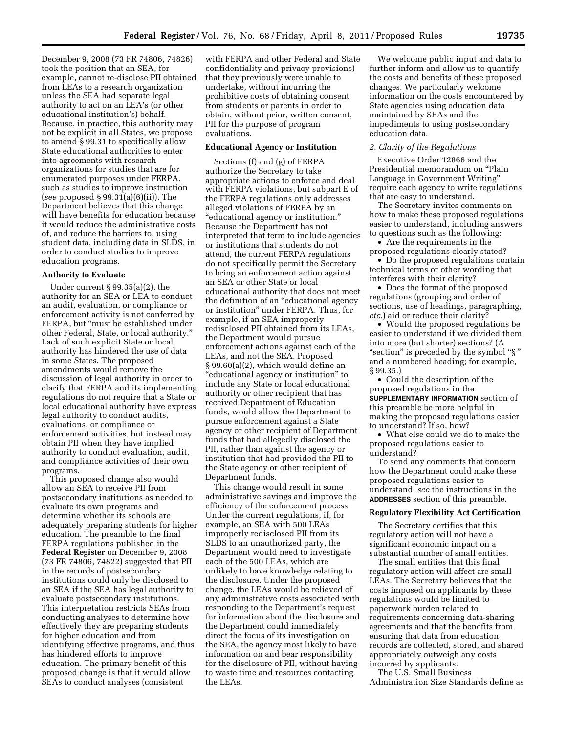December 9, 2008 (73 FR 74806, 74826) took the position that an SEA, for example, cannot re-disclose PII obtained from LEAs to a research organization unless the SEA had separate legal authority to act on an LEA's (or other educational institution's) behalf. Because, in practice, this authority may not be explicit in all States, we propose to amend § 99.31 to specifically allow State educational authorities to enter into agreements with research organizations for studies that are for enumerated purposes under FERPA, such as studies to improve instruction (*see* proposed § 99.31(a)(6)(ii)). The Department believes that this change will have benefits for education because it would reduce the administrative costs of, and reduce the barriers to, using student data, including data in SLDS, in order to conduct studies to improve education programs.

**Authority to Evaluate**

Under current § 99.35(a)(2), the authority for an SEA or LEA to conduct an audit, evaluation, or compliance or enforcement activity is not conferred by FERPA, but "must be established under other Federal, State, or local authority." Lack of such explicit State or local authority has hindered the use of data in some States. The proposed amendments would remove the discussion of legal authority in order to clarify that FERPA and its implementing regulations do not require that a State or local educational authority have express legal authority to conduct audits, evaluations, or compliance or enforcement activities, but instead may obtain PII when they have implied authority to conduct evaluation, audit, and compliance activities of their own programs.

This proposed change also would allow an SEA to receive PII from postsecondary institutions as needed to evaluate its own programs and determine whether its schools are adequately preparing students for higher education. The preamble to the final FERPA regulations published in the **Federal Register** on December 9, 2008 (73 FR 74806, 74822) suggested that PII in the records of postsecondary institutions could only be disclosed to an SEA if the SEA has legal authority to evaluate postsecondary institutions. This interpretation restricts SEAs from conducting analyses to determine how effectively they are preparing students for higher education and from identifying effective programs, and thus has hindered efforts to improve education. The primary benefit of this proposed change is that it would allow SEAs to conduct analyses (consistent with FERPA and other Federal and State confidentiality and privacy provisions) that they previously were unable to undertake, without incurring the prohibitive costs of obtaining consent from students or parents in order to obtain, without prior, written consent, PII for the purpose of program evaluations.

**Educational Agency or Institution**

Sections (f) and (g) of FERPA authorize the Secretary to take appropriate actions to enforce and deal with FERPA violations, but subpart E of the FERPA regulations only addresses alleged violations of FERPA by an "educational agency or institution." Because the Department has not interpreted that term to include agencies or institutions that students do not attend, the current FERPA regulations do not specifically permit the Secretary to bring an enforcement action against an SEA or other State or local educational authority that does not meet the definition of an "educational agency or institution" under FERPA. Thus, for example, if an SEA improperly redisclosed PII obtained from its LEAs, the Department would pursue enforcement actions against each of the LEAs, and not the SEA. Proposed § 99.60(a)(2), which would define an "educational agency or institution" to include any State or local educational authority or other recipient that has received Department of Education funds, would allow the Department to pursue enforcement against a State agency or other recipient of Department funds that had allegedly disclosed the PII, rather than against the agency or institution that had provided the PII to the State agency or other recipient of Department funds.

This change would result in some administrative savings and improve the efficiency of the enforcement process. Under the current regulations, if, for example, an SEA with 500 LEAs improperly redisclosed PII from its SLDS to an unauthorized party, the Department would need to investigate each of the 500 LEAs, which are unlikely to have knowledge relating to the disclosure. Under the proposed change, the LEAs would be relieved of any administrative costs associated with responding to the Department's request for information about the disclosure and the Department could immediately direct the focus of its investigation on the SEA, the agency most likely to have information on and bear responsibility for the disclosure of PII, without having to waste time and resources contacting the LEAs.

We welcome public input and data to further inform and allow us to quantify the costs and benefits of these proposed changes. We particularly welcome information on the costs encountered by State agencies using education data maintained by SEAs and the impediments to using postsecondary education data.

*2. Clarity of the Regulations*

Executive Order 12866 and the Presidential memorandum on "Plain Language in Government Writing" require each agency to write regulations that are easy to understand.

The Secretary invites comments on how to make these proposed regulations easier to understand, including answers to questions such as the following:

- Are the requirements in the proposed regulations clearly stated?
- Do the proposed regulations contain technical terms or other wording that interferes with their clarity?
- Does the format of the proposed regulations (grouping and order of sections, use of headings, paragraphing, *etc.*) aid or reduce their clarity?
- Would the proposed regulations be easier to understand if we divided them into more (but shorter) sections? (A "section" is preceded by the symbol "§" and a numbered heading; for example, § 99.35.)
- Could the description of the proposed regulations in the **SUPPLEMENTARY INFORMATION** section of this preamble be more helpful in making the proposed regulations easier to understand? If so, how?
- What else could we do to make the proposed regulations easier to understand?

To send any comments that concern how the Department could make these proposed regulations easier to understand, *see* the instructions in the **ADDRESSES** section of this preamble.

**Regulatory Flexibility Act Certification**

The Secretary certifies that this regulatory action will not have a significant economic impact on a substantial number of small entities.

The small entities that this final regulatory action will affect are small LEAs. The Secretary believes that the costs imposed on applicants by these regulations would be limited to paperwork burden related to requirements concerning data-sharing agreements and that the benefits from ensuring that data from education records are collected, stored, and shared appropriately outweigh any costs incurred by applicants.

The U.S. Small Business Administration Size Standards define as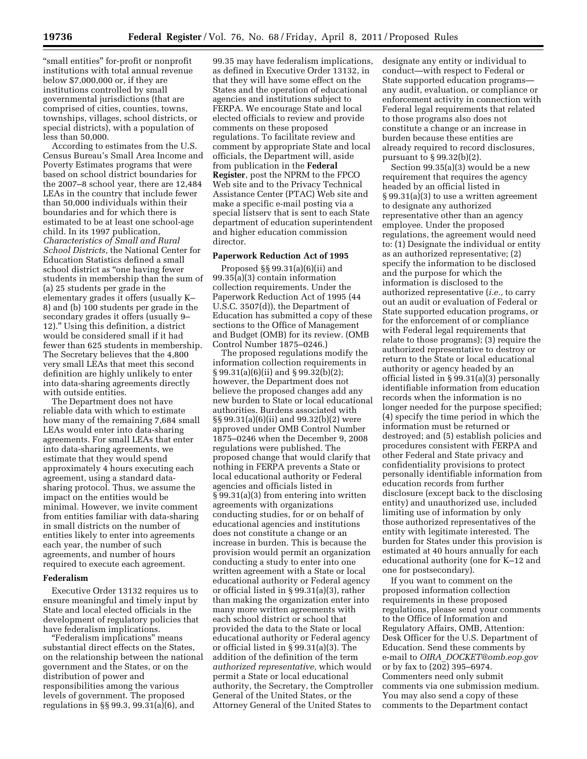"small entities" for-profit or nonprofit institutions with total annual revenue below $7,000,000 or, if they are institutions controlled by small governmental jurisdictions (that are comprised of cities, counties, towns, townships, villages, school districts, or special districts), with a population of less than 50,000.

According to estimates from the U.S. Census Bureau's Small Area Income and Poverty Estimates programs that were based on school district boundaries for the 2007–8 school year, there are 12,484 LEAs in the country that include fewer than 50,000 individuals within their boundaries and for which there is estimated to be at least one school-age child. In its 1997 publication, *Characteristics of Small and Rural School Districts,* the National Center for Education Statistics defined a small school district as "one having fewer students in membership than the sum of (a) 25 students per grade in the elementary grades it offers (usually K–8) and (b) 100 students per grade in the secondary grades it offers (usually 9–12)." Using this definition, a district would be considered small if it had fewer than 625 students in membership. The Secretary believes that the 4,800 very small LEAs that meet this second definition are highly unlikely to enter into data-sharing agreements directly with outside entities.

The Department does not have reliable data with which to estimate how many of the remaining 7,684 small LEAs would enter into data-sharing agreements. For small LEAs that enter into data-sharing agreements, we estimate that they would spend approximately 4 hours executing each agreement, using a standard data-sharing protocol. Thus, we assume the impact on the entities would be minimal. However, we invite comment from entities familiar with data-sharing in small districts on the number of entities likely to enter into agreements each year, the number of such agreements, and number of hours required to execute each agreement.

## Federalism

Executive Order 13132 requires us to ensure meaningful and timely input by State and local elected officials in the development of regulatory policies that have federalism implications.

"Federalism implications" means substantial direct effects on the States, on the relationship between the national government and the States, or on the distribution of power and responsibilities among the various levels of government. The proposed regulations in §§ 99.3, 99.31(a)(6), and 99.35 may have federalism implications, as defined in Executive Order 13132, in that they will have some effect on the States and the operation of educational agencies and institutions subject to FERPA. We encourage State and local elected officials to review and provide comments on these proposed regulations. To facilitate review and comment by appropriate State and local officials, the Department will, aside from publication in the **Federal Register**, post the NPRM to the FPCO Web site and to the Privacy Technical Assistance Center (PTAC) Web site and make a specific e-mail posting via a special listserv that is sent to each State department of education superintendent and higher education commission director.

## Paperwork Reduction Act of 1995

Proposed §§ 99.31(a)(6)(ii) and 99.35(a)(3) contain information collection requirements. Under the Paperwork Reduction Act of 1995 (44 U.S.C. 3507(d)), the Department of Education has submitted a copy of these sections to the Office of Management and Budget (OMB) for its review. (OMB Control Number 1875–0246.)

The proposed regulations modify the information collection requirements in § 99.31(a)(6)(ii) and § 99.32(b)(2); however, the Department does not believe the proposed changes add any new burden to State or local educational authorities. Burdens associated with §§ 99.31(a)(6)(ii) and 99.32(b)(2) were approved under OMB Control Number 1875–0246 when the December 9, 2008 regulations were published. The proposed change that would clarify that nothing in FERPA prevents a State or local educational authority or Federal agencies and officials listed in § 99.31(a)(3) from entering into written agreements with organizations conducting studies, for or on behalf of educational agencies and institutions does not constitute a change or an increase in burden. This is because the provision would permit an organization conducting a study to enter into one written agreement with a State or local educational authority or Federal agency or official listed in § 99.31(a)(3), rather than making the organization enter into many more written agreements with each school district or school that provided the data to the State or local educational authority or Federal agency or official listed in § 99.31(a)(3). The addition of the definition of the term *authorized representative,* which would permit a State or local educational authority, the Secretary, the Comptroller General of the United States, or the Attorney General of the United States to designate any entity or individual to conduct—with respect to Federal or State supported education programs—any audit, evaluation, or compliance or enforcement activity in connection with Federal legal requirements that related to those programs also does not constitute a change or an increase in burden because these entities are already required to record disclosures, pursuant to § 99.32(b)(2).

Section 99.35(a)(3) would be a new requirement that requires the agency headed by an official listed in § 99.31(a)(3) to use a written agreement to designate any authorized representative other than an agency employee. Under the proposed regulations, the agreement would need to: (1) Designate the individual or entity as an authorized representative; (2) specify the information to be disclosed and the purpose for which the information is disclosed to the authorized representative (*i.e.,* to carry out an audit or evaluation of Federal or State supported education programs, or for the enforcement of or compliance with Federal legal requirements that relate to those programs); (3) require the authorized representative to destroy or return to the State or local educational authority or agency headed by an official listed in § 99.31(a)(3) personally identifiable information from education records when the information is no longer needed for the purpose specified; (4) specify the time period in which the information must be returned or destroyed; and (5) establish policies and procedures consistent with FERPA and other Federal and State privacy and confidentiality provisions to protect personally identifiable information from education records from further disclosure (except back to the disclosing entity) and unauthorized use, included limiting use of information by only those authorized representatives of the entity with legitimate interested. The burden for States under this provision is estimated at 40 hours annually for each educational authority (one for K–12 and one for postsecondary).

If you want to comment on the proposed information collection requirements in these proposed regulations, please send your comments to the Office of Information and Regulatory Affairs, OMB, Attention: Desk Officer for the U.S. Department of Education. Send these comments by e-mail to *OIRA_DOCKET@omb.eop.gov* or by fax to (202) 395–6974. Commenters need only submit comments via one submission medium. You may also send a copy of these comments to the Department contact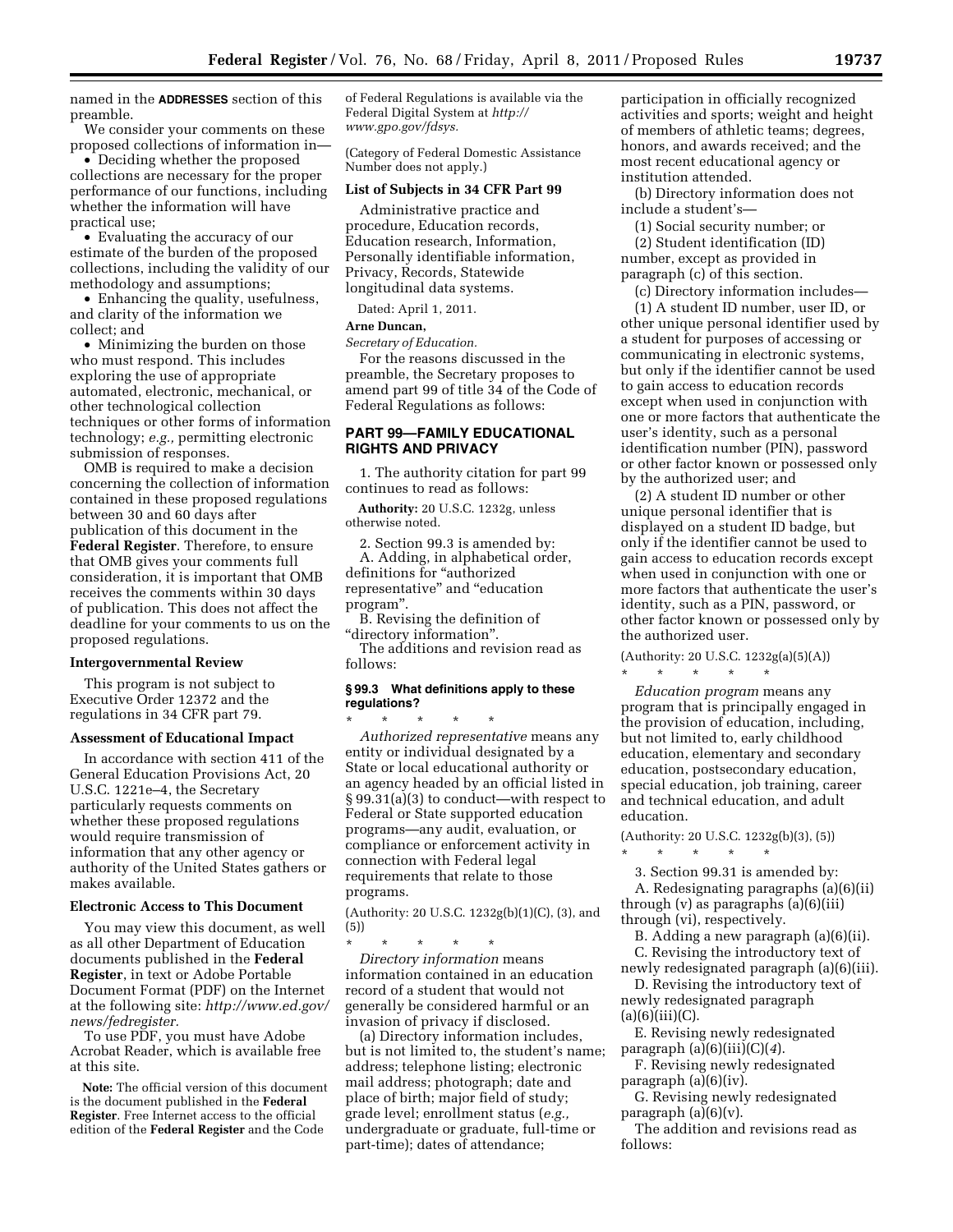named in the **ADDRESSES** section of this preamble.

We consider your comments on these proposed collections of information in—

- Deciding whether the proposed collections are necessary for the proper performance of our functions, including whether the information will have practical use;
- Evaluating the accuracy of our estimate of the burden of the proposed collections, including the validity of our methodology and assumptions;
- Enhancing the quality, usefulness, and clarity of the information we collect; and
- Minimizing the burden on those who must respond. This includes exploring the use of appropriate automated, electronic, mechanical, or other technological collection techniques or other forms of information technology; *e.g.,* permitting electronic submission of responses.

OMB is required to make a decision concerning the collection of information contained in these proposed regulations between 30 and 60 days after publication of this document in the **Federal Register**. Therefore, to ensure that OMB gives your comments full consideration, it is important that OMB receives the comments within 30 days of publication. This does not affect the deadline for your comments to us on the proposed regulations.

### Intergovernmental Review

This program is not subject to Executive Order 12372 and the regulations in 34 CFR part 79.

### Assessment of Educational Impact

In accordance with section 411 of the General Education Provisions Act, 20 U.S.C. 1221e–4, the Secretary particularly requests comments on whether these proposed regulations would require transmission of information that any other agency or authority of the United States gathers or makes available.

### Electronic Access to This Document

You may view this document, as well as all other Department of Education documents published in the **Federal Register**, in text or Adobe Portable Document Format (PDF) on the Internet at the following site: *http://www.ed.gov/news/fedregister.*

To use PDF, you must have Adobe Acrobat Reader, which is available free at this site.

**Note:** The official version of this document is the document published in the **Federal Register**. Free Internet access to the official edition of the **Federal Register** and the Code of Federal Regulations is available via the Federal Digital System at *http://www.gpo.gov/fdsys.*

(Category of Federal Domestic Assistance Number does not apply.)

### List of Subjects in 34 CFR Part 99

Administrative practice and procedure, Education records, Education research, Information, Personally identifiable information, Privacy, Records, Statewide longitudinal data systems.

Dated: April 1, 2011.

**Arne Duncan,**

*Secretary of Education.*

For the reasons discussed in the preamble, the Secretary proposes to amend part 99 of title 34 of the Code of Federal Regulations as follows:

## PART 99—FAMILY EDUCATIONAL RIGHTS AND PRIVACY

1. The authority citation for part 99 continues to read as follows:

**Authority:** 20 U.S.C. 1232g, unless otherwise noted.

2. Section 99.3 is amended by:

A. Adding, in alphabetical order, definitions for "authorized representative" and "education program".

B. Revising the definition of "directory information".

The additions and revision read as follows:

### § 99.3 What definitions apply to these regulations?

\* \* \* \* \*

*Authorized representative* means any entity or individual designated by a State or local educational authority or an agency headed by an official listed in § 99.31(a)(3) to conduct—with respect to Federal or State supported education programs—any audit, evaluation, or compliance or enforcement activity in connection with Federal legal requirements that relate to those programs.

(Authority: 20 U.S.C. 1232g(b)(1)(C), (3), and (5))

\* \* \* \* \*

*Directory information* means information contained in an education record of a student that would not generally be considered harmful or an invasion of privacy if disclosed.

(a) Directory information includes, but is not limited to, the student's name; address; telephone listing; electronic mail address; photograph; date and place of birth; major field of study; grade level; enrollment status (*e.g.,* undergraduate or graduate, full-time or part-time); dates of attendance; participation in officially recognized activities and sports; weight and height of members of athletic teams; degrees, honors, and awards received; and the most recent educational agency or institution attended.

(b) Directory information does not include a student's—

(1) Social security number; or

(2) Student identification (ID) number, except as provided in paragraph (c) of this section.

(c) Directory information includes—

(1) A student ID number, user ID, or other unique personal identifier used by a student for purposes of accessing or communicating in electronic systems, but only if the identifier cannot be used to gain access to education records except when used in conjunction with one or more factors that authenticate the user's identity, such as a personal identification number (PIN), password or other factor known or possessed only by the authorized user; and

(2) A student ID number or other unique personal identifier that is displayed on a student ID badge, but only if the identifier cannot be used to gain access to education records except when used in conjunction with one or more factors that authenticate the user's identity, such as a PIN, password, or other factor known or possessed only by the authorized user.

(Authority: 20 U.S.C. 1232g(a)(5)(A))

\* \* \* \* \*

*Education program* means any program that is principally engaged in the provision of education, including, but not limited to, early childhood education, elementary and secondary education, postsecondary education, special education, job training, career and technical education, and adult education.

(Authority: 20 U.S.C. 1232g(b)(3), (5))

\* \* \* \* \*

3. Section 99.31 is amended by:

A. Redesignating paragraphs (a)(6)(ii) through (v) as paragraphs (a)(6)(iii) through (vi), respectively.

B. Adding a new paragraph (a)(6)(ii).

C. Revising the introductory text of newly redesignated paragraph (a)(6)(iii).

D. Revising the introductory text of newly redesignated paragraph (a)(6)(iii)(C).

E. Revising newly redesignated paragraph (a)(6)(iii)(C)(*4*).

F. Revising newly redesignated paragraph (a)(6)(iv).

G. Revising newly redesignated paragraph (a)(6)(v).

The addition and revisions read as follows: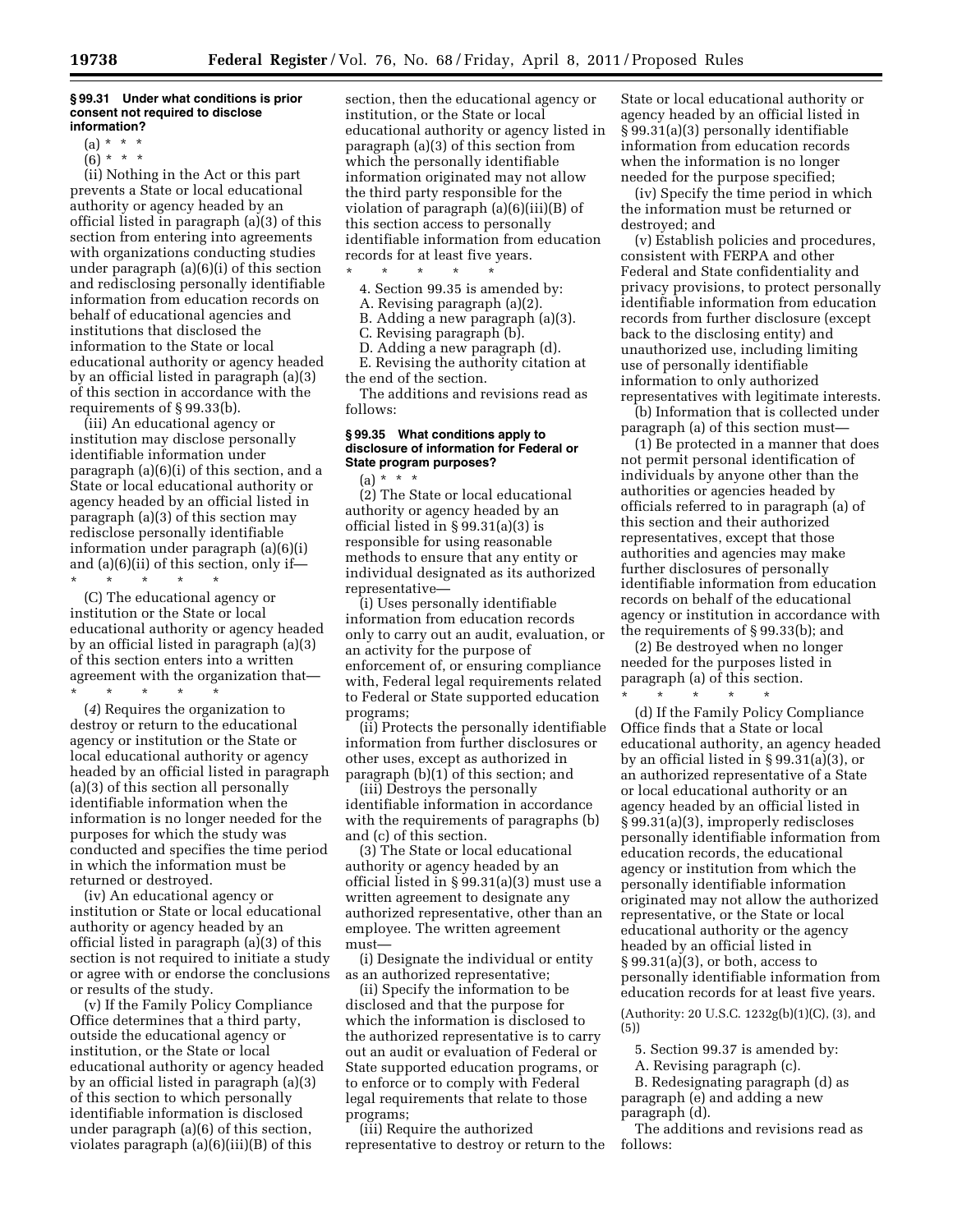**§ 99.31 Under what conditions is prior consent not required to disclose information?**

(a) * * *

(6) * * *

(ii) Nothing in the Act or this part prevents a State or local educational authority or agency headed by an official listed in paragraph (a)(3) of this section from entering into agreements with organizations conducting studies under paragraph (a)(6)(i) of this section and redisclosing personally identifiable information from education records on behalf of educational agencies and institutions that disclosed the information to the State or local educational authority or agency headed by an official listed in paragraph (a)(3) of this section in accordance with the requirements of § 99.33(b).

(iii) An educational agency or institution may disclose personally identifiable information under paragraph (a)(6)(i) of this section, and a State or local educational authority or agency headed by an official listed in paragraph (a)(3) of this section may redisclose personally identifiable information under paragraph (a)(6)(i) and (a)(6)(ii) of this section, only if—

\* \* \* \* \*

(C) The educational agency or institution or the State or local educational authority or agency headed by an official listed in paragraph (a)(3) of this section enters into a written agreement with the organization that—

\* \* \* \* \*

(*4*) Requires the organization to destroy or return to the educational agency or institution or the State or local educational authority or agency headed by an official listed in paragraph (a)(3) of this section all personally identifiable information when the information is no longer needed for the purposes for which the study was conducted and specifies the time period in which the information must be returned or destroyed.

(iv) An educational agency or institution or State or local educational authority or agency headed by an official listed in paragraph (a)(3) of this section is not required to initiate a study or agree with or endorse the conclusions or results of the study.

(v) If the Family Policy Compliance Office determines that a third party, outside the educational agency or institution, or the State or local educational authority or agency headed by an official listed in paragraph (a)(3) of this section to which personally identifiable information is disclosed under paragraph (a)(6) of this section, violates paragraph (a)(6)(iii)(B) of this section, then the educational agency or institution, or the State or local educational authority or agency listed in paragraph (a)(3) of this section from which the personally identifiable information originated may not allow the third party responsible for the violation of paragraph (a)(6)(iii)(B) of this section access to personally identifiable information from education records for at least five years.

\* \* \* \* \*

4. Section 99.35 is amended by:

A. Revising paragraph (a)(2).

B. Adding a new paragraph (a)(3).

C. Revising paragraph (b).

D. Adding a new paragraph (d).

E. Revising the authority citation at the end of the section.

The additions and revisions read as follows:

**§ 99.35 What conditions apply to disclosure of information for Federal or State program purposes?**

(a) * * *

(2) The State or local educational authority or agency headed by an official listed in § 99.31(a)(3) is responsible for using reasonable methods to ensure that any entity or individual designated as its authorized representative—

(i) Uses personally identifiable information from education records only to carry out an audit, evaluation, or an activity for the purpose of enforcement of, or ensuring compliance with, Federal legal requirements related to Federal or State supported education programs;

(ii) Protects the personally identifiable information from further disclosures or other uses, except as authorized in paragraph (b)(1) of this section; and

(iii) Destroys the personally identifiable information in accordance with the requirements of paragraphs (b) and (c) of this section.

(3) The State or local educational authority or agency headed by an official listed in § 99.31(a)(3) must use a written agreement to designate any authorized representative, other than an employee. The written agreement must—

(i) Designate the individual or entity as an authorized representative;

(ii) Specify the information to be disclosed and that the purpose for which the information is disclosed to the authorized representative is to carry out an audit or evaluation of Federal or State supported education programs, or to enforce or to comply with Federal legal requirements that relate to those programs;

(iii) Require the authorized representative to destroy or return to the State or local educational authority or agency headed by an official listed in § 99.31(a)(3) personally identifiable information from education records when the information is no longer needed for the purpose specified;

(iv) Specify the time period in which the information must be returned or destroyed; and

(v) Establish policies and procedures, consistent with FERPA and other Federal and State confidentiality and privacy provisions, to protect personally identifiable information from education records from further disclosure (except back to the disclosing entity) and unauthorized use, including limiting use of personally identifiable information to only authorized representatives with legitimate interests.

(b) Information that is collected under paragraph (a) of this section must—

(1) Be protected in a manner that does not permit personal identification of individuals by anyone other than the authorities or agencies headed by officials referred to in paragraph (a) of this section and their authorized representatives, except that those authorities and agencies may make further disclosures of personally identifiable information from education records on behalf of the educational agency or institution in accordance with the requirements of § 99.33(b); and

(2) Be destroyed when no longer needed for the purposes listed in paragraph (a) of this section.

\* \* \* \* \*

(d) If the Family Policy Compliance Office finds that a State or local educational authority, an agency headed by an official listed in § 99.31(a)(3), or an authorized representative of a State or local educational authority or an agency headed by an official listed in § 99.31(a)(3), improperly rediscloses personally identifiable information from education records, the educational agency or institution from which the personally identifiable information originated may not allow the authorized representative, or the State or local educational authority or the agency headed by an official listed in § 99.31(a)(3), or both, access to personally identifiable information from education records for at least five years.

(Authority: 20 U.S.C. 1232g(b)(1)(C), (3), and (5))

5. Section 99.37 is amended by:

A. Revising paragraph (c).

B. Redesignating paragraph (d) as paragraph (e) and adding a new paragraph (d).

The additions and revisions read as follows: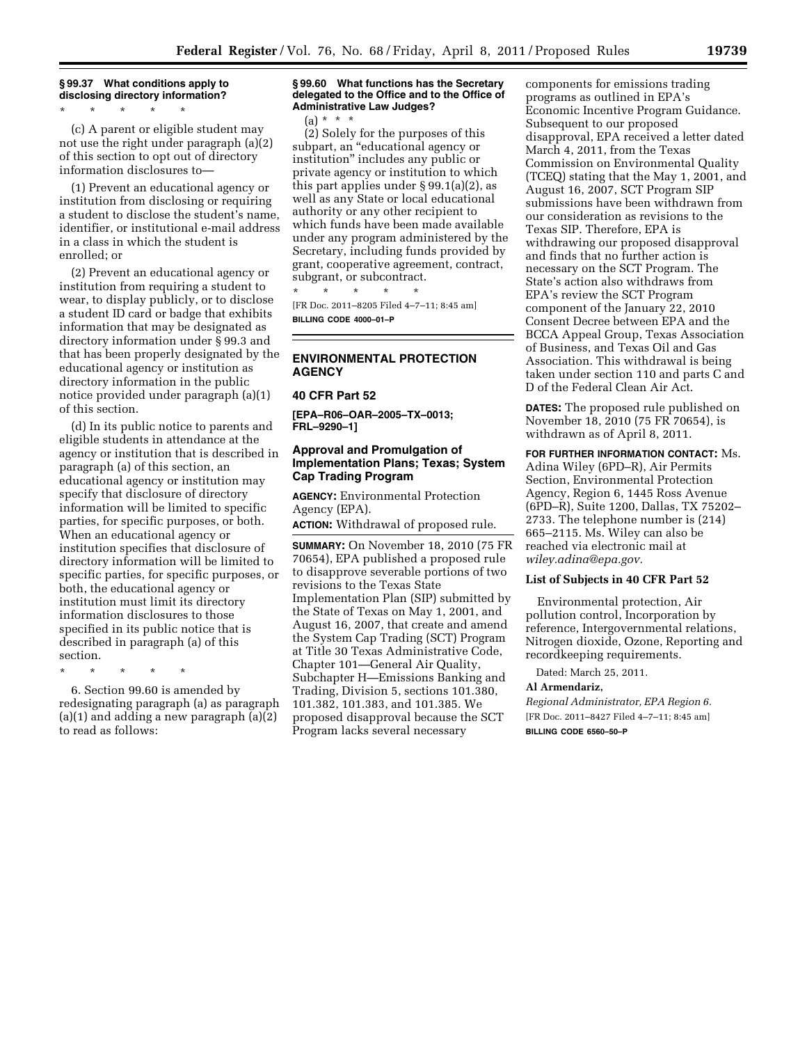**§ 99.37 What conditions apply to disclosing directory information?**

\* \* \* \* \*

(c) A parent or eligible student may not use the right under paragraph (a)(2) of this section to opt out of directory information disclosures to—

(1) Prevent an educational agency or institution from disclosing or requiring a student to disclose the student's name, identifier, or institutional e-mail address in a class in which the student is enrolled; or

(2) Prevent an educational agency or institution from requiring a student to wear, to display publicly, or to disclose a student ID card or badge that exhibits information that may be designated as directory information under § 99.3 and that has been properly designated by the educational agency or institution as directory information in the public notice provided under paragraph (a)(1) of this section.

(d) In its public notice to parents and eligible students in attendance at the agency or institution that is described in paragraph (a) of this section, an educational agency or institution may specify that disclosure of directory information will be limited to specific parties, for specific purposes, or both. When an educational agency or institution specifies that disclosure of directory information will be limited to specific parties, for specific purposes, or both, the educational agency or institution must limit its directory information disclosures to those specified in its public notice that is described in paragraph (a) of this section.

\* \* \* \* \*

6. Section 99.60 is amended by redesignating paragraph (a) as paragraph (a)(1) and adding a new paragraph (a)(2) to read as follows:

**§ 99.60 What functions has the Secretary delegated to the Office and to the Office of Administrative Law Judges?**

(a) \* \* \*

(2) Solely for the purposes of this subpart, an "educational agency or institution" includes any public or private agency or institution to which this part applies under § 99.1(a)(2), as well as any State or local educational authority or any other recipient to which funds have been made available under any program administered by the Secretary, including funds provided by grant, cooperative agreement, contract, subgrant, or subcontract.

\* \* \* \* \*

[FR Doc. 2011–8205 Filed 4–7–11; 8:45 am]

**BILLING CODE 4000–01–P**

## ENVIRONMENTAL PROTECTION AGENCY

### 40 CFR Part 52

**[EPA–R06–OAR–2005–TX–0013; FRL–9290–1]**

### Approval and Promulgation of Implementation Plans; Texas; System Cap Trading Program

**AGENCY:** Environmental Protection Agency (EPA).

**ACTION:** Withdrawal of proposed rule.

**SUMMARY:** On November 18, 2010 (75 FR 70654), EPA published a proposed rule to disapprove severable portions of two revisions to the Texas State Implementation Plan (SIP) submitted by the State of Texas on May 1, 2001, and August 16, 2007, that create and amend the System Cap Trading (SCT) Program at Title 30 Texas Administrative Code, Chapter 101—General Air Quality, Subchapter H—Emissions Banking and Trading, Division 5, sections 101.380, 101.382, 101.383, and 101.385. We proposed disapproval because the SCT Program lacks several necessary components for emissions trading programs as outlined in EPA's Economic Incentive Program Guidance. Subsequent to our proposed disapproval, EPA received a letter dated March 4, 2011, from the Texas Commission on Environmental Quality (TCEQ) stating that the May 1, 2001, and August 16, 2007, SCT Program SIP submissions have been withdrawn from our consideration as revisions to the Texas SIP. Therefore, EPA is withdrawing our proposed disapproval and finds that no further action is necessary on the SCT Program. The State's action also withdraws from EPA's review the SCT Program component of the January 22, 2010 Consent Decree between EPA and the BCCA Appeal Group, Texas Association of Business, and Texas Oil and Gas Association. This withdrawal is being taken under section 110 and parts C and D of the Federal Clean Air Act.

**DATES:** The proposed rule published on November 18, 2010 (75 FR 70654), is withdrawn as of April 8, 2011.

**FOR FURTHER INFORMATION CONTACT:** Ms. Adina Wiley (6PD–R), Air Permits Section, Environmental Protection Agency, Region 6, 1445 Ross Avenue (6PD–R), Suite 1200, Dallas, TX 75202–2733. The telephone number is (214) 665–2115. Ms. Wiley can also be reached via electronic mail at *wiley.adina@epa.gov.*

**List of Subjects in 40 CFR Part 52**

Environmental protection, Air pollution control, Incorporation by reference, Intergovernmental relations, Nitrogen dioxide, Ozone, Reporting and recordkeeping requirements.

Dated: March 25, 2011.

**Al Armendariz,**

*Regional Administrator, EPA Region 6.*

[FR Doc. 2011–8427 Filed 4–7–11; 8:45 am]

**BILLING CODE 6560–50–P**